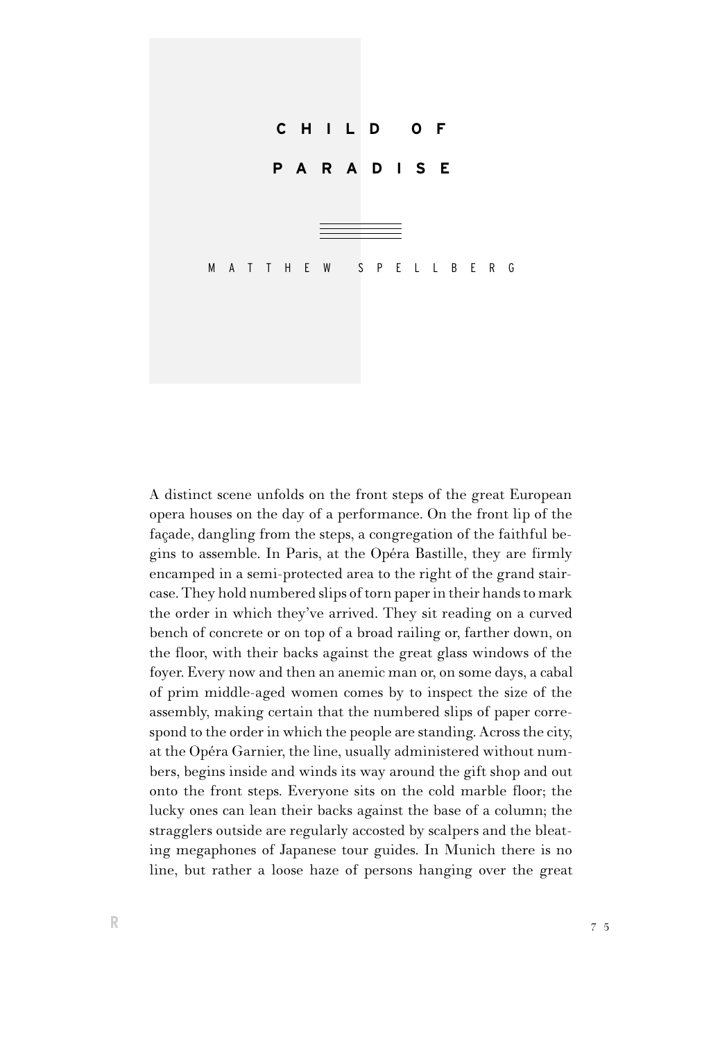# CHILD OF PARADISE

MATTHEW SPELLBERG

A distinct scene unfolds on the front steps of the great European opera houses on the day of a performance. On the front lip of the façade, dangling from the steps, a congregation of the faithful begins to assemble. In Paris, at the Opéra Bastille, they are firmly encamped in a semi-protected area to the right of the grand staircase. They hold numbered slips of torn paper in their hands to mark the order in which they've arrived. They sit reading on a curved bench of concrete or on top of a broad railing or, farther down, on the floor, with their backs against the great glass windows of the foyer. Every now and then an anemic man or, on some days, a cabal of prim middle-aged women comes by to inspect the size of the assembly, making certain that the numbered slips of paper correspond to the order in which the people are standing. Across the city, at the Opéra Garnier, the line, usually administered without numbers, begins inside and winds its way around the gift shop and out onto the front steps. Everyone sits on the cold marble floor; the lucky ones can lean their backs against the base of a column; the stragglers outside are regularly accosted by scalpers and the bleating megaphones of Japanese tour guides. In Munich there is no line, but rather a loose haze of persons hanging over the great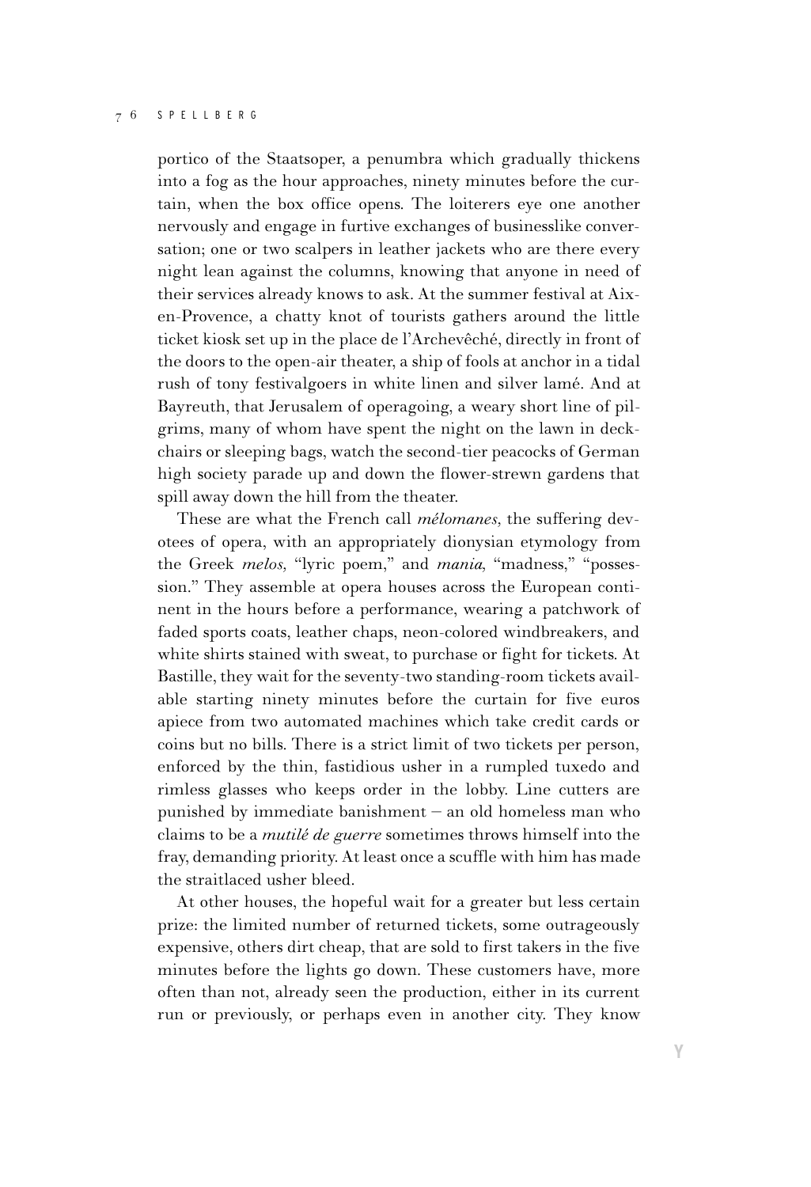portico of the Staatsoper, a penumbra which gradually thickens into a fog as the hour approaches, ninety minutes before the curtain, when the box office opens. The loiterers eye one another nervously and engage in furtive exchanges of businesslike conversation; one or two scalpers in leather jackets who are there every night lean against the columns, knowing that anyone in need of their services already knows to ask. At the summer festival at Aix-en-Provence, a chatty knot of tourists gathers around the little ticket kiosk set up in the place de l'Archevêché, directly in front of the doors to the open-air theater, a ship of fools at anchor in a tidal rush of tony festivalgoers in white linen and silver lamé. And at Bayreuth, that Jerusalem of operagoing, a weary short line of pilgrims, many of whom have spent the night on the lawn in deckchairs or sleeping bags, watch the second-tier peacocks of German high society parade up and down the flower-strewn gardens that spill away down the hill from the theater.

These are what the French call *mélomanes,* the suffering devotees of opera, with an appropriately dionysian etymology from the Greek *melos,* "lyric poem," and *mania,* "madness," "possession." They assemble at opera houses across the European continent in the hours before a performance, wearing a patchwork of faded sports coats, leather chaps, neon-colored windbreakers, and white shirts stained with sweat, to purchase or fight for tickets. At Bastille, they wait for the seventy-two standing-room tickets available starting ninety minutes before the curtain for five euros apiece from two automated machines which take credit cards or coins but no bills. There is a strict limit of two tickets per person, enforced by the thin, fastidious usher in a rumpled tuxedo and rimless glasses who keeps order in the lobby. Line cutters are punished by immediate banishment – an old homeless man who claims to be a *mutilé de guerre* sometimes throws himself into the fray, demanding priority. At least once a scuffle with him has made the straitlaced usher bleed.

At other houses, the hopeful wait for a greater but less certain prize: the limited number of returned tickets, some outrageously expensive, others dirt cheap, that are sold to first takers in the five minutes before the lights go down. These customers have, more often than not, already seen the production, either in its current run or previously, or perhaps even in another city. They know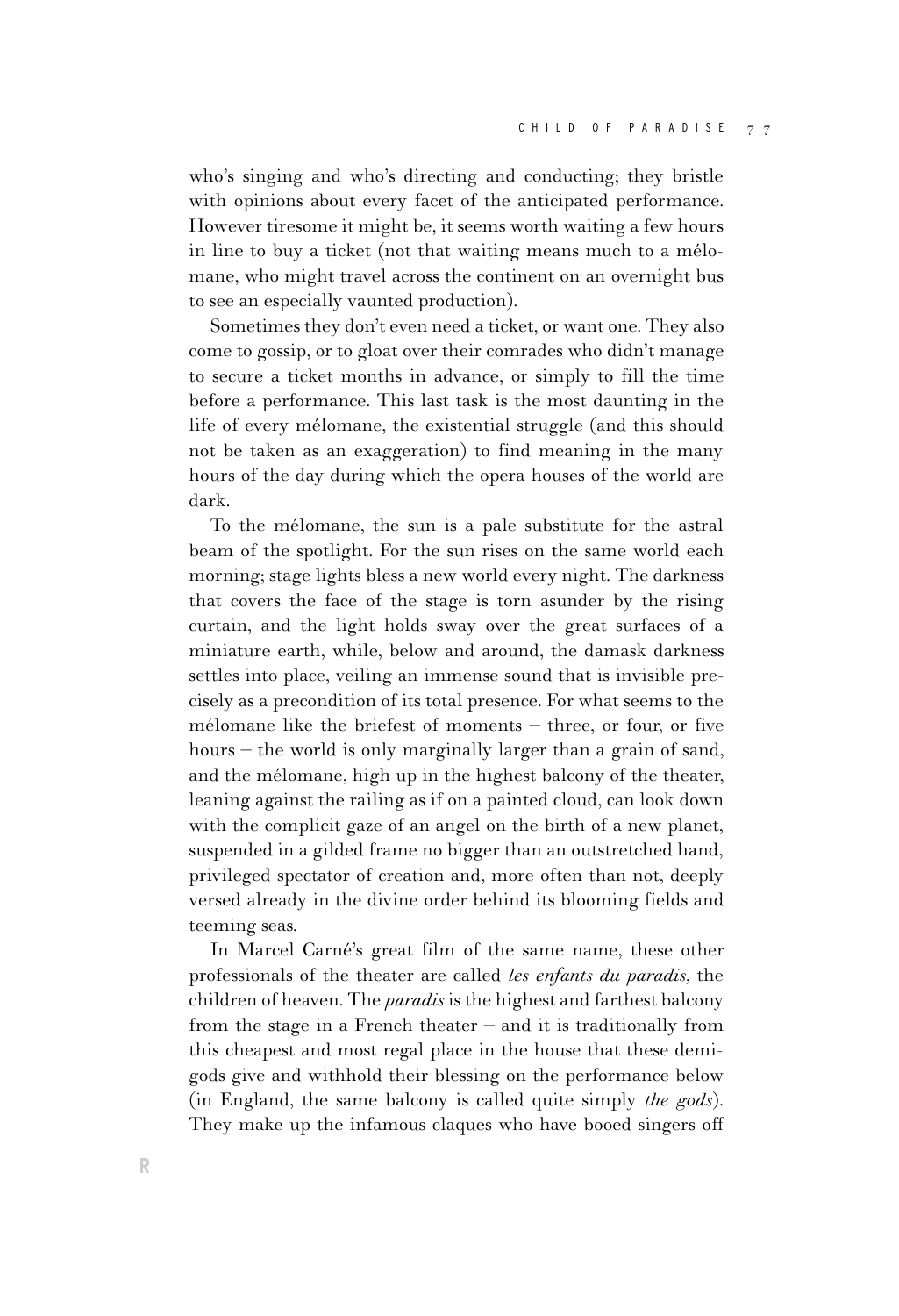who's singing and who's directing and conducting; they bristle with opinions about every facet of the anticipated performance. However tiresome it might be, it seems worth waiting a few hours in line to buy a ticket (not that waiting means much to a mélomane, who might travel across the continent on an overnight bus to see an especially vaunted production).

Sometimes they don't even need a ticket, or want one. They also come to gossip, or to gloat over their comrades who didn't manage to secure a ticket months in advance, or simply to fill the time before a performance. This last task is the most daunting in the life of every mélomane, the existential struggle (and this should not be taken as an exaggeration) to find meaning in the many hours of the day during which the opera houses of the world are dark.

To the mélomane, the sun is a pale substitute for the astral beam of the spotlight. For the sun rises on the same world each morning; stage lights bless a new world every night. The darkness that covers the face of the stage is torn asunder by the rising curtain, and the light holds sway over the great surfaces of a miniature earth, while, below and around, the damask darkness settles into place, veiling an immense sound that is invisible precisely as a precondition of its total presence. For what seems to the mélomane like the briefest of moments – three, or four, or five hours – the world is only marginally larger than a grain of sand, and the mélomane, high up in the highest balcony of the theater, leaning against the railing as if on a painted cloud, can look down with the complicit gaze of an angel on the birth of a new planet, suspended in a gilded frame no bigger than an outstretched hand, privileged spectator of creation and, more often than not, deeply versed already in the divine order behind its blooming fields and teeming seas.

In Marcel Carné's great film of the same name, these other professionals of the theater are called *les enfants du paradis*, the children of heaven. The *paradis* is the highest and farthest balcony from the stage in a French theater – and it is traditionally from this cheapest and most regal place in the house that these demigods give and withhold their blessing on the performance below (in England, the same balcony is called quite simply *the gods*). They make up the infamous claques who have booed singers off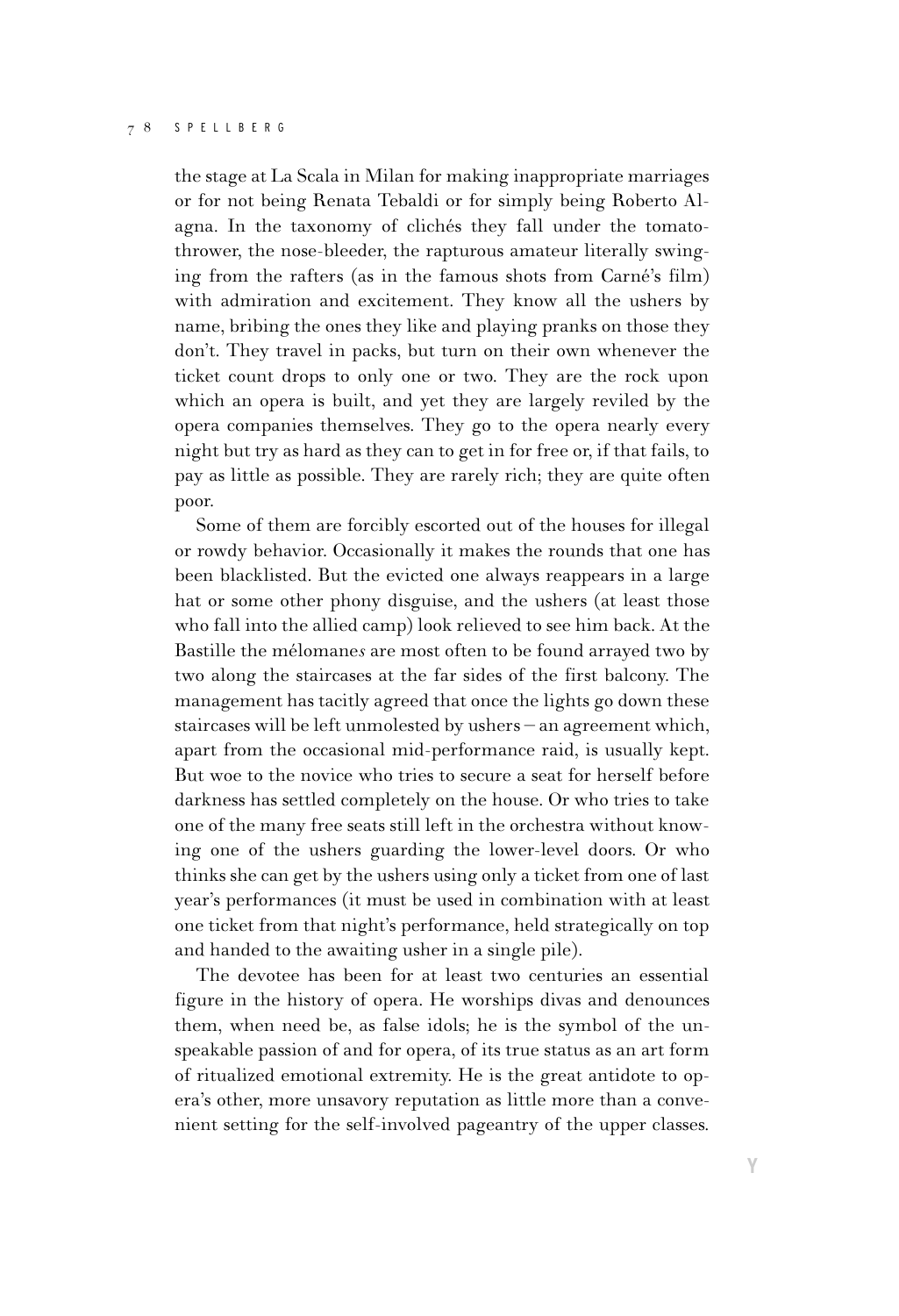the stage at La Scala in Milan for making inappropriate marriages or for not being Renata Tebaldi or for simply being Roberto Alagna. In the taxonomy of clichés they fall under the tomato-thrower, the nose-bleeder, the rapturous amateur literally swinging from the rafters (as in the famous shots from Carné's film) with admiration and excitement. They know all the ushers by name, bribing the ones they like and playing pranks on those they don't. They travel in packs, but turn on their own whenever the ticket count drops to only one or two. They are the rock upon which an opera is built, and yet they are largely reviled by the opera companies themselves. They go to the opera nearly every night but try as hard as they can to get in for free or, if that fails, to pay as little as possible. They are rarely rich; they are quite often poor.

Some of them are forcibly escorted out of the houses for illegal or rowdy behavior. Occasionally it makes the rounds that one has been blacklisted. But the evicted one always reappears in a large hat or some other phony disguise, and the ushers (at least those who fall into the allied camp) look relieved to see him back. At the Bastille the mélomane*s* are most often to be found arrayed two by two along the staircases at the far sides of the first balcony. The management has tacitly agreed that once the lights go down these staircases will be left unmolested by ushers – an agreement which, apart from the occasional mid-performance raid, is usually kept. But woe to the novice who tries to secure a seat for herself before darkness has settled completely on the house. Or who tries to take one of the many free seats still left in the orchestra without knowing one of the ushers guarding the lower-level doors. Or who thinks she can get by the ushers using only a ticket from one of last year's performances (it must be used in combination with at least one ticket from that night's performance, held strategically on top and handed to the awaiting usher in a single pile).

The devotee has been for at least two centuries an essential figure in the history of opera. He worships divas and denounces them, when need be, as false idols; he is the symbol of the unspeakable passion of and for opera, of its true status as an art form of ritualized emotional extremity. He is the great antidote to opera's other, more unsavory reputation as little more than a convenient setting for the self-involved pageantry of the upper classes.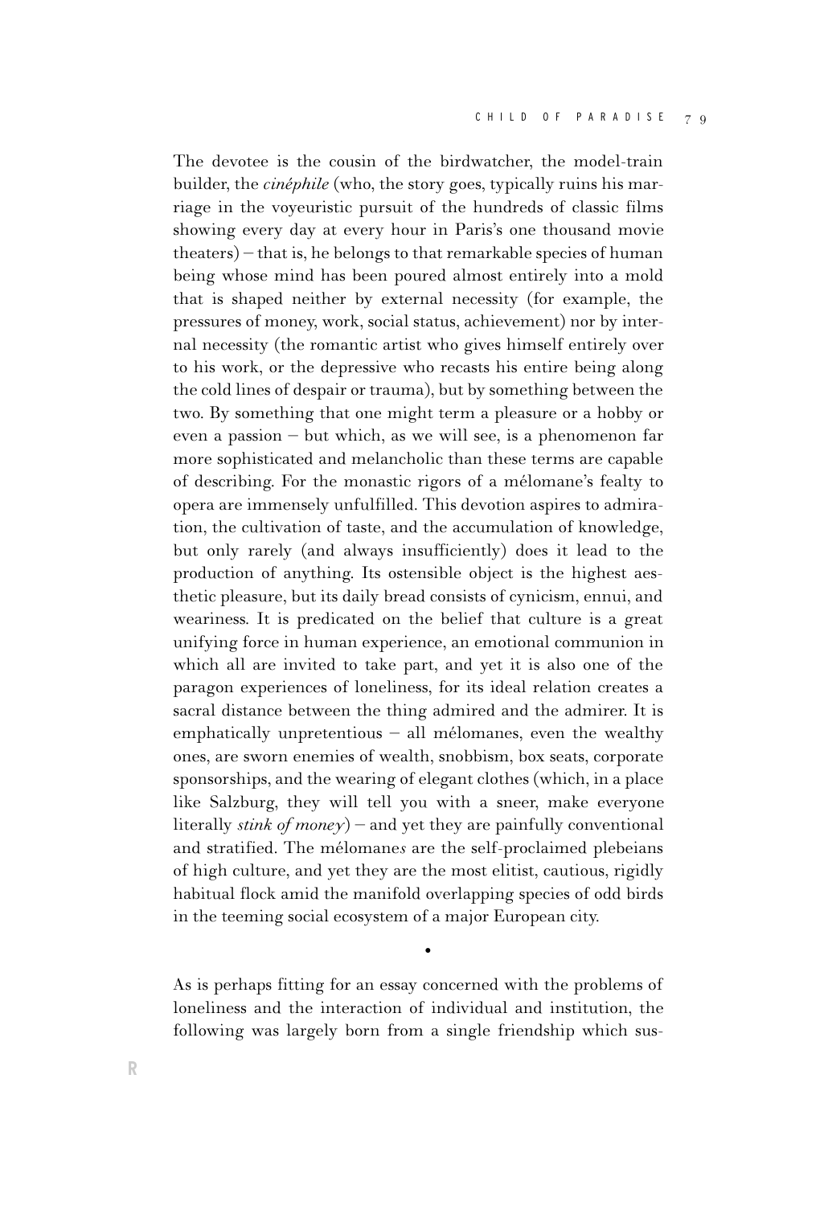The devotee is the cousin of the birdwatcher, the model-train builder, the *cinéphile* (who, the story goes, typically ruins his marriage in the voyeuristic pursuit of the hundreds of classic films showing every day at every hour in Paris's one thousand movie theaters) – that is, he belongs to that remarkable species of human being whose mind has been poured almost entirely into a mold that is shaped neither by external necessity (for example, the pressures of money, work, social status, achievement) nor by internal necessity (the romantic artist who gives himself entirely over to his work, or the depressive who recasts his entire being along the cold lines of despair or trauma), but by something between the two. By something that one might term a pleasure or a hobby or even a passion – but which, as we will see, is a phenomenon far more sophisticated and melancholic than these terms are capable of describing. For the monastic rigors of a mélomane's fealty to opera are immensely unfulfilled. This devotion aspires to admiration, the cultivation of taste, and the accumulation of knowledge, but only rarely (and always insufficiently) does it lead to the production of anything. Its ostensible object is the highest aesthetic pleasure, but its daily bread consists of cynicism, ennui, and weariness. It is predicated on the belief that culture is a great unifying force in human experience, an emotional communion in which all are invited to take part, and yet it is also one of the paragon experiences of loneliness, for its ideal relation creates a sacral distance between the thing admired and the admirer. It is emphatically unpretentious – all mélomanes, even the wealthy ones, are sworn enemies of wealth, snobbism, box seats, corporate sponsorships, and the wearing of elegant clothes (which, in a place like Salzburg, they will tell you with a sneer, make everyone literally *stink of money*) – and yet they are painfully conventional and stratified. The mélomane*s* are the self-proclaimed plebeians of high culture, and yet they are the most elitist, cautious, rigidly habitual flock amid the manifold overlapping species of odd birds in the teeming social ecosystem of a major European city.

•

As is perhaps fitting for an essay concerned with the problems of loneliness and the interaction of individual and institution, the following was largely born from a single friendship which sus-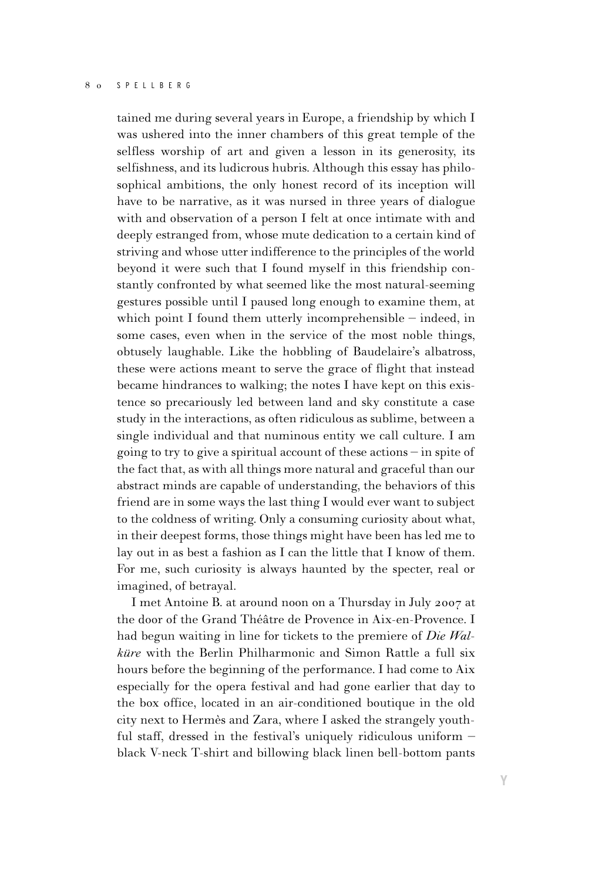tained me during several years in Europe, a friendship by which I was ushered into the inner chambers of this great temple of the selfless worship of art and given a lesson in its generosity, its selfishness, and its ludicrous hubris. Although this essay has philosophical ambitions, the only honest record of its inception will have to be narrative, as it was nursed in three years of dialogue with and observation of a person I felt at once intimate with and deeply estranged from, whose mute dedication to a certain kind of striving and whose utter indifference to the principles of the world beyond it were such that I found myself in this friendship constantly confronted by what seemed like the most natural-seeming gestures possible until I paused long enough to examine them, at which point I found them utterly incomprehensible – indeed, in some cases, even when in the service of the most noble things, obtusely laughable. Like the hobbling of Baudelaire's albatross, these were actions meant to serve the grace of flight that instead became hindrances to walking; the notes I have kept on this existence so precariously led between land and sky constitute a case study in the interactions, as often ridiculous as sublime, between a single individual and that numinous entity we call culture. I am going to try to give a spiritual account of these actions – in spite of the fact that, as with all things more natural and graceful than our abstract minds are capable of understanding, the behaviors of this friend are in some ways the last thing I would ever want to subject to the coldness of writing. Only a consuming curiosity about what, in their deepest forms, those things might have been has led me to lay out in as best a fashion as I can the little that I know of them. For me, such curiosity is always haunted by the specter, real or imagined, of betrayal.

I met Antoine B. at around noon on a Thursday in July 2007 at the door of the Grand Théâtre de Provence in Aix-en-Provence. I had begun waiting in line for tickets to the premiere of *Die Walküre* with the Berlin Philharmonic and Simon Rattle a full six hours before the beginning of the performance. I had come to Aix especially for the opera festival and had gone earlier that day to the box office, located in an air-conditioned boutique in the old city next to Hermès and Zara, where I asked the strangely youthful staff, dressed in the festival's uniquely ridiculous uniform – black V-neck T-shirt and billowing black linen bell-bottom pants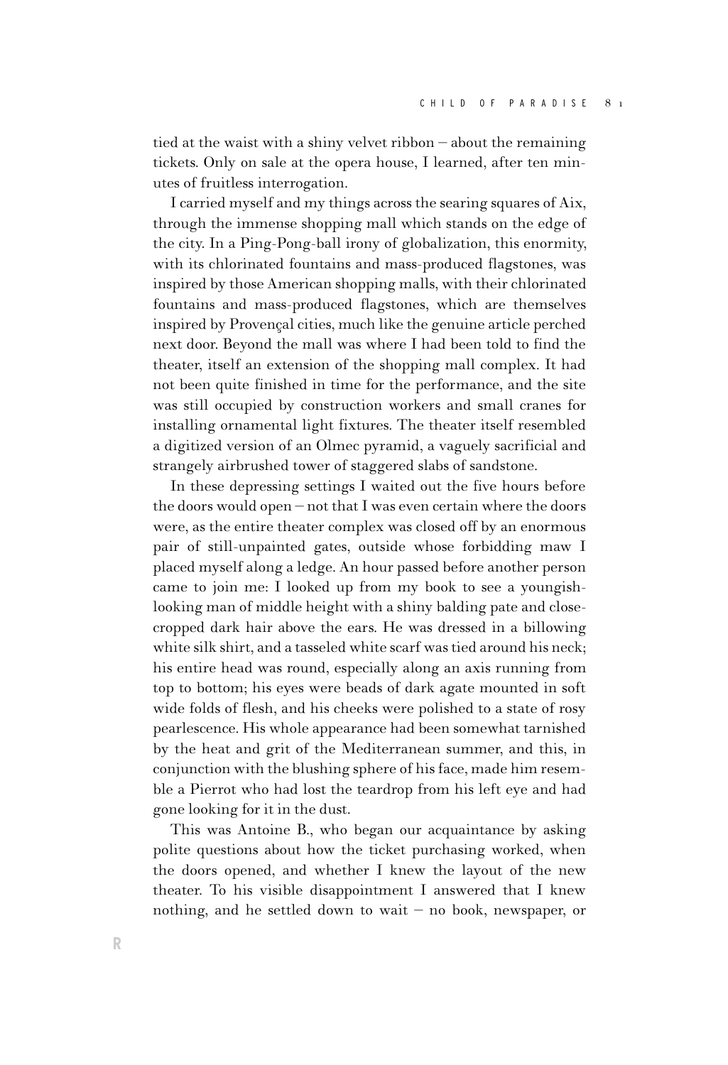tied at the waist with a shiny velvet ribbon – about the remaining tickets. Only on sale at the opera house, I learned, after ten minutes of fruitless interrogation.

I carried myself and my things across the searing squares of Aix, through the immense shopping mall which stands on the edge of the city. In a Ping-Pong-ball irony of globalization, this enormity, with its chlorinated fountains and mass-produced flagstones, was inspired by those American shopping malls, with their chlorinated fountains and mass-produced flagstones, which are themselves inspired by Provençal cities, much like the genuine article perched next door. Beyond the mall was where I had been told to find the theater, itself an extension of the shopping mall complex. It had not been quite finished in time for the performance, and the site was still occupied by construction workers and small cranes for installing ornamental light fixtures. The theater itself resembled a digitized version of an Olmec pyramid, a vaguely sacrificial and strangely airbrushed tower of staggered slabs of sandstone.

In these depressing settings I waited out the five hours before the doors would open – not that I was even certain where the doors were, as the entire theater complex was closed off by an enormous pair of still-unpainted gates, outside whose forbidding maw I placed myself along a ledge. An hour passed before another person came to join me: I looked up from my book to see a youngish-looking man of middle height with a shiny balding pate and close-cropped dark hair above the ears. He was dressed in a billowing white silk shirt, and a tasseled white scarf was tied around his neck; his entire head was round, especially along an axis running from top to bottom; his eyes were beads of dark agate mounted in soft wide folds of flesh, and his cheeks were polished to a state of rosy pearlescence. His whole appearance had been somewhat tarnished by the heat and grit of the Mediterranean summer, and this, in conjunction with the blushing sphere of his face, made him resemble a Pierrot who had lost the teardrop from his left eye and had gone looking for it in the dust.

This was Antoine B., who began our acquaintance by asking polite questions about how the ticket purchasing worked, when the doors opened, and whether I knew the layout of the new theater. To his visible disappointment I answered that I knew nothing, and he settled down to wait – no book, newspaper, or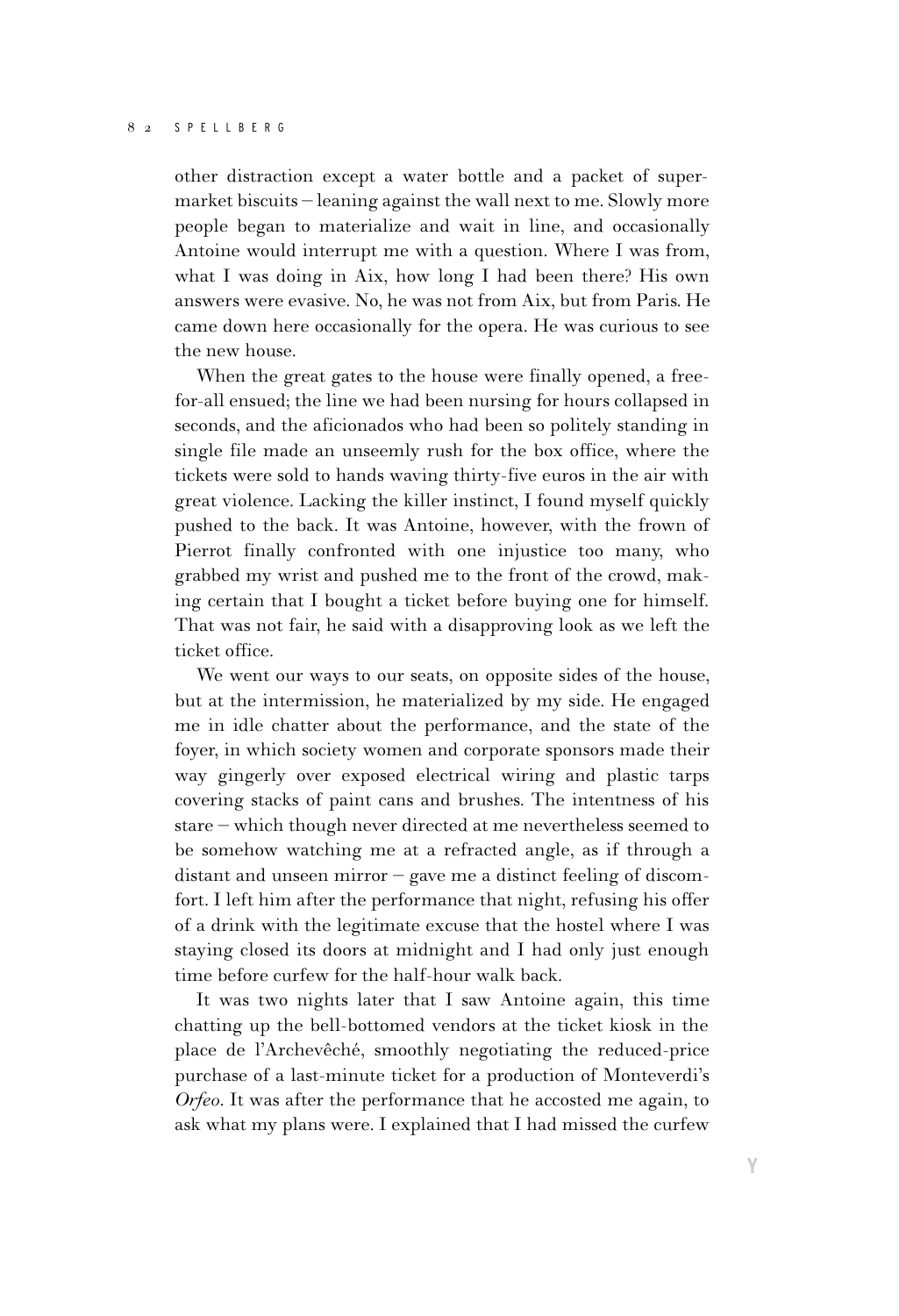other distraction except a water bottle and a packet of supermarket biscuits – leaning against the wall next to me. Slowly more people began to materialize and wait in line, and occasionally Antoine would interrupt me with a question. Where I was from, what I was doing in Aix, how long I had been there? His own answers were evasive. No, he was not from Aix, but from Paris. He came down here occasionally for the opera. He was curious to see the new house.

When the great gates to the house were finally opened, a free-for-all ensued; the line we had been nursing for hours collapsed in seconds, and the aficionados who had been so politely standing in single file made an unseemly rush for the box office, where the tickets were sold to hands waving thirty-five euros in the air with great violence. Lacking the killer instinct, I found myself quickly pushed to the back. It was Antoine, however, with the frown of Pierrot finally confronted with one injustice too many, who grabbed my wrist and pushed me to the front of the crowd, making certain that I bought a ticket before buying one for himself. That was not fair, he said with a disapproving look as we left the ticket office.

We went our ways to our seats, on opposite sides of the house, but at the intermission, he materialized by my side. He engaged me in idle chatter about the performance, and the state of the foyer, in which society women and corporate sponsors made their way gingerly over exposed electrical wiring and plastic tarps covering stacks of paint cans and brushes. The intentness of his stare – which though never directed at me nevertheless seemed to be somehow watching me at a refracted angle, as if through a distant and unseen mirror – gave me a distinct feeling of discomfort. I left him after the performance that night, refusing his offer of a drink with the legitimate excuse that the hostel where I was staying closed its doors at midnight and I had only just enough time before curfew for the half-hour walk back.

It was two nights later that I saw Antoine again, this time chatting up the bell-bottomed vendors at the ticket kiosk in the place de l'Archevêché, smoothly negotiating the reduced-price purchase of a last-minute ticket for a production of Monteverdi's *Orfeo*. It was after the performance that he accosted me again, to ask what my plans were. I explained that I had missed the curfew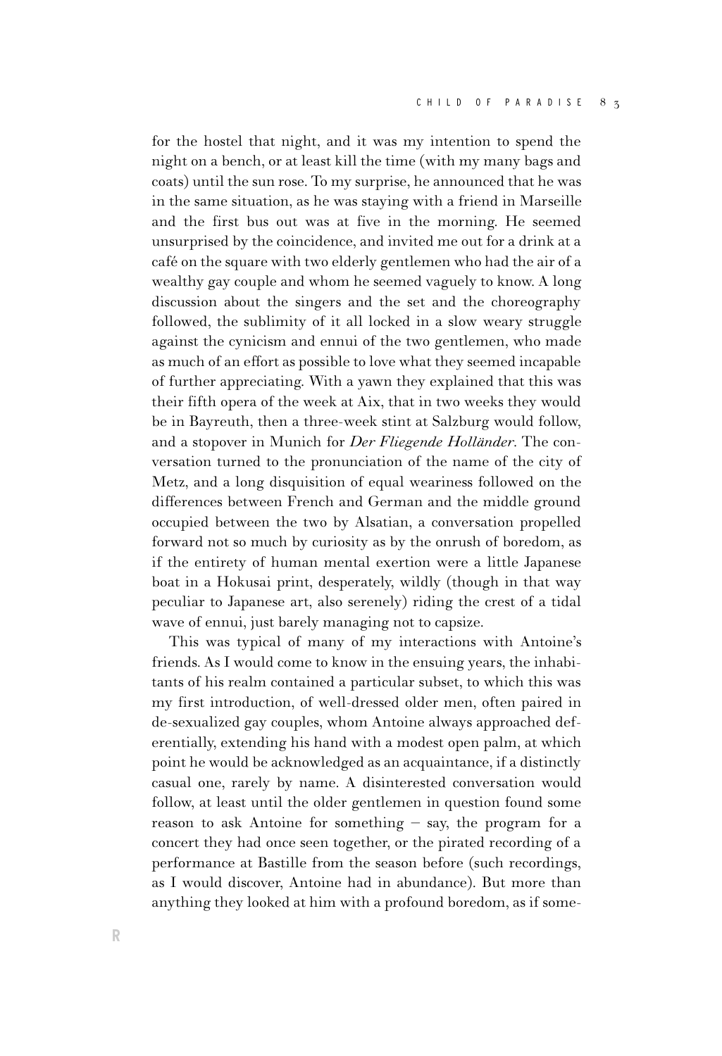for the hostel that night, and it was my intention to spend the night on a bench, or at least kill the time (with my many bags and coats) until the sun rose. To my surprise, he announced that he was in the same situation, as he was staying with a friend in Marseille and the first bus out was at five in the morning. He seemed unsurprised by the coincidence, and invited me out for a drink at a café on the square with two elderly gentlemen who had the air of a wealthy gay couple and whom he seemed vaguely to know. A long discussion about the singers and the set and the choreography followed, the sublimity of it all locked in a slow weary struggle against the cynicism and ennui of the two gentlemen, who made as much of an effort as possible to love what they seemed incapable of further appreciating. With a yawn they explained that this was their fifth opera of the week at Aix, that in two weeks they would be in Bayreuth, then a three-week stint at Salzburg would follow, and a stopover in Munich for *Der Fliegende Holländer*. The conversation turned to the pronunciation of the name of the city of Metz, and a long disquisition of equal weariness followed on the differences between French and German and the middle ground occupied between the two by Alsatian, a conversation propelled forward not so much by curiosity as by the onrush of boredom, as if the entirety of human mental exertion were a little Japanese boat in a Hokusai print, desperately, wildly (though in that way peculiar to Japanese art, also serenely) riding the crest of a tidal wave of ennui, just barely managing not to capsize.

This was typical of many of my interactions with Antoine's friends. As I would come to know in the ensuing years, the inhabitants of his realm contained a particular subset, to which this was my first introduction, of well-dressed older men, often paired in de-sexualized gay couples, whom Antoine always approached deferentially, extending his hand with a modest open palm, at which point he would be acknowledged as an acquaintance, if a distinctly casual one, rarely by name. A disinterested conversation would follow, at least until the older gentlemen in question found some reason to ask Antoine for something – say, the program for a concert they had once seen together, or the pirated recording of a performance at Bastille from the season before (such recordings, as I would discover, Antoine had in abundance). But more than anything they looked at him with a profound boredom, as if some-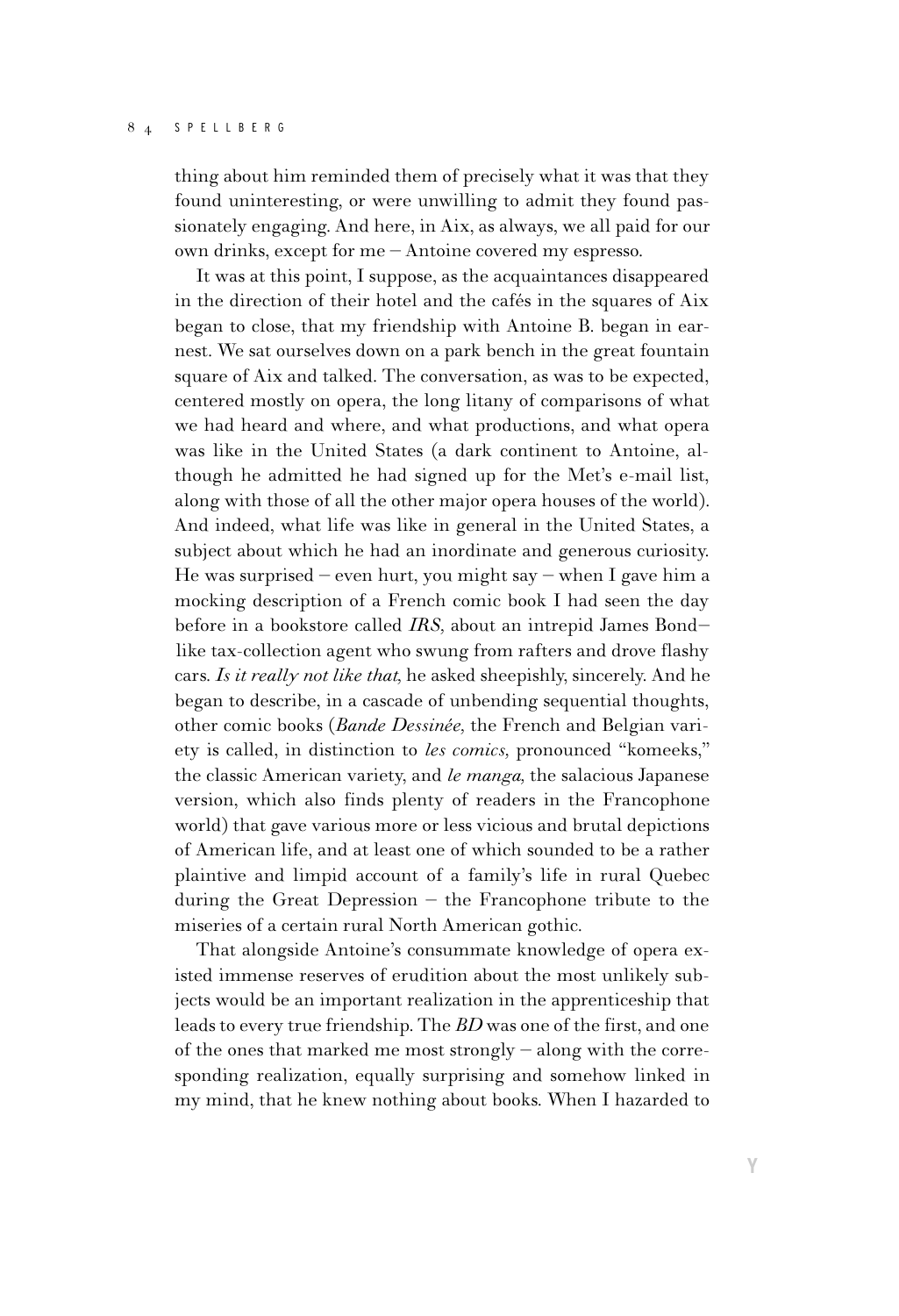thing about him reminded them of precisely what it was that they found uninteresting, or were unwilling to admit they found passionately engaging. And here, in Aix, as always, we all paid for our own drinks, except for me – Antoine covered my espresso.

It was at this point, I suppose, as the acquaintances disappeared in the direction of their hotel and the cafés in the squares of Aix began to close, that my friendship with Antoine B. began in earnest. We sat ourselves down on a park bench in the great fountain square of Aix and talked. The conversation, as was to be expected, centered mostly on opera, the long litany of comparisons of what we had heard and where, and what productions, and what opera was like in the United States (a dark continent to Antoine, although he admitted he had signed up for the Met's e-mail list, along with those of all the other major opera houses of the world). And indeed, what life was like in general in the United States, a subject about which he had an inordinate and generous curiosity. He was surprised – even hurt, you might say – when I gave him a mocking description of a French comic book I had seen the day before in a bookstore called *IRS,* about an intrepid James Bond–like tax-collection agent who swung from rafters and drove flashy cars. *Is it really not like that,* he asked sheepishly, sincerely. And he began to describe, in a cascade of unbending sequential thoughts, other comic books (*Bande Dessinée,* the French and Belgian variety is called, in distinction to *les comics,* pronounced "komeeks," the classic American variety, and *le manga,* the salacious Japanese version, which also finds plenty of readers in the Francophone world) that gave various more or less vicious and brutal depictions of American life, and at least one of which sounded to be a rather plaintive and limpid account of a family's life in rural Quebec during the Great Depression – the Francophone tribute to the miseries of a certain rural North American gothic.

That alongside Antoine's consummate knowledge of opera existed immense reserves of erudition about the most unlikely subjects would be an important realization in the apprenticeship that leads to every true friendship. The *BD* was one of the first, and one of the ones that marked me most strongly – along with the corresponding realization, equally surprising and somehow linked in my mind, that he knew nothing about books. When I hazarded to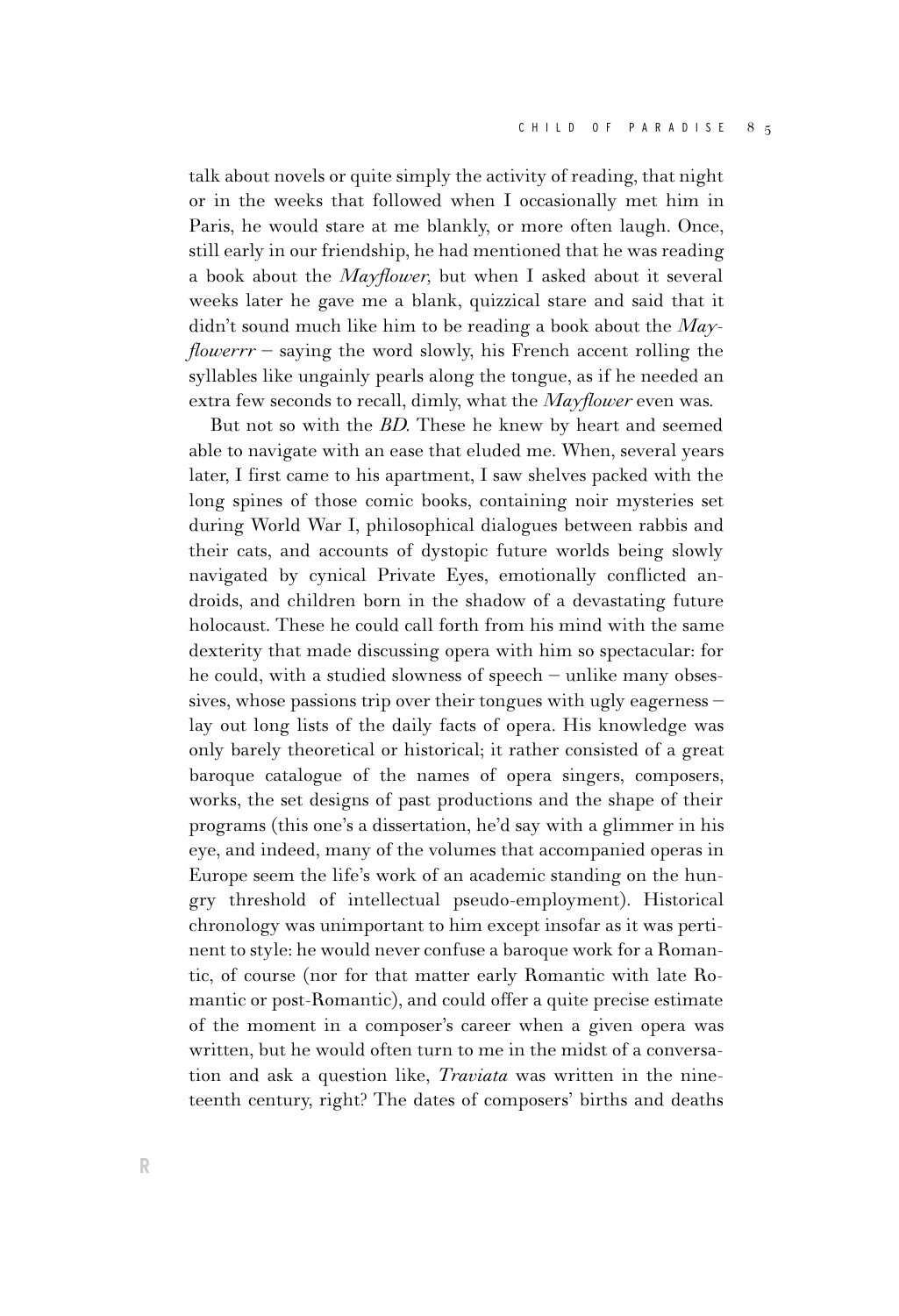talk about novels or quite simply the activity of reading, that night or in the weeks that followed when I occasionally met him in Paris, he would stare at me blankly, or more often laugh. Once, still early in our friendship, he had mentioned that he was reading a book about the *Mayflower*, but when I asked about it several weeks later he gave me a blank, quizzical stare and said that it didn't sound much like him to be reading a book about the *Mayflowerrr* – saying the word slowly, his French accent rolling the syllables like ungainly pearls along the tongue, as if he needed an extra few seconds to recall, dimly, what the *Mayflower* even was.

But not so with the *BD*. These he knew by heart and seemed able to navigate with an ease that eluded me. When, several years later, I first came to his apartment, I saw shelves packed with the long spines of those comic books, containing noir mysteries set during World War I, philosophical dialogues between rabbis and their cats, and accounts of dystopic future worlds being slowly navigated by cynical Private Eyes, emotionally conflicted androids, and children born in the shadow of a devastating future holocaust. These he could call forth from his mind with the same dexterity that made discussing opera with him so spectacular: for he could, with a studied slowness of speech – unlike many obsessives, whose passions trip over their tongues with ugly eagerness – lay out long lists of the daily facts of opera. His knowledge was only barely theoretical or historical; it rather consisted of a great baroque catalogue of the names of opera singers, composers, works, the set designs of past productions and the shape of their programs (this one's a dissertation, he'd say with a glimmer in his eye, and indeed, many of the volumes that accompanied operas in Europe seem the life's work of an academic standing on the hungry threshold of intellectual pseudo-employment). Historical chronology was unimportant to him except insofar as it was pertinent to style: he would never confuse a baroque work for a Romantic, of course (nor for that matter early Romantic with late Romantic or post-Romantic), and could offer a quite precise estimate of the moment in a composer's career when a given opera was written, but he would often turn to me in the midst of a conversation and ask a question like, *Traviata* was written in the nineteenth century, right? The dates of composers' births and deaths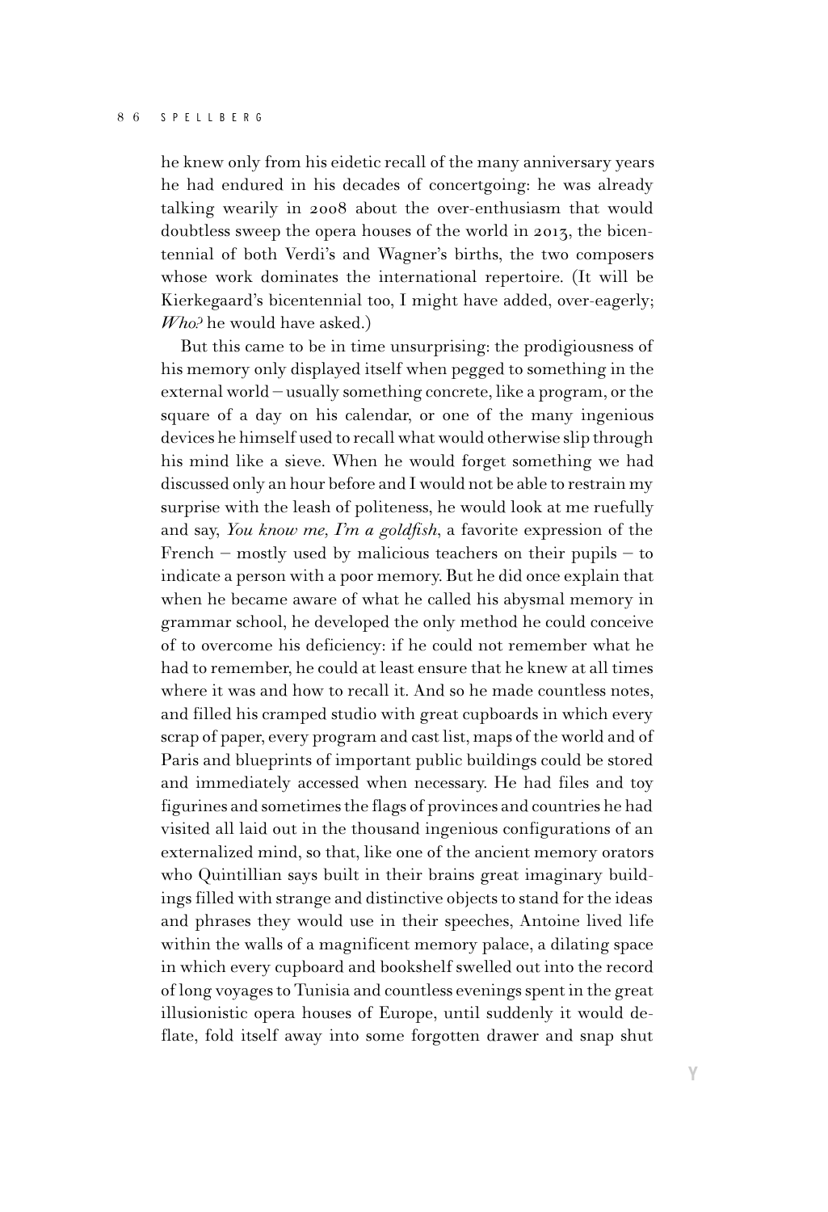he knew only from his eidetic recall of the many anniversary years he had endured in his decades of concertgoing: he was already talking wearily in 2008 about the over-enthusiasm that would doubtless sweep the opera houses of the world in 2013, the bicentennial of both Verdi's and Wagner's births, the two composers whose work dominates the international repertoire. (It will be Kierkegaard's bicentennial too, I might have added, over-eagerly; *Who?* he would have asked.)

But this came to be in time unsurprising: the prodigiousness of his memory only displayed itself when pegged to something in the external world – usually something concrete, like a program, or the square of a day on his calendar, or one of the many ingenious devices he himself used to recall what would otherwise slip through his mind like a sieve. When he would forget something we had discussed only an hour before and I would not be able to restrain my surprise with the leash of politeness, he would look at me ruefully and say, *You know me, I'm a goldfish*, a favorite expression of the French – mostly used by malicious teachers on their pupils – to indicate a person with a poor memory. But he did once explain that when he became aware of what he called his abysmal memory in grammar school, he developed the only method he could conceive of to overcome his deficiency: if he could not remember what he had to remember, he could at least ensure that he knew at all times where it was and how to recall it. And so he made countless notes, and filled his cramped studio with great cupboards in which every scrap of paper, every program and cast list, maps of the world and of Paris and blueprints of important public buildings could be stored and immediately accessed when necessary. He had files and toy figurines and sometimes the flags of provinces and countries he had visited all laid out in the thousand ingenious configurations of an externalized mind, so that, like one of the ancient memory orators who Quintillian says built in their brains great imaginary buildings filled with strange and distinctive objects to stand for the ideas and phrases they would use in their speeches, Antoine lived life within the walls of a magnificent memory palace, a dilating space in which every cupboard and bookshelf swelled out into the record of long voyages to Tunisia and countless evenings spent in the great illusionistic opera houses of Europe, until suddenly it would deflate, fold itself away into some forgotten drawer and snap shut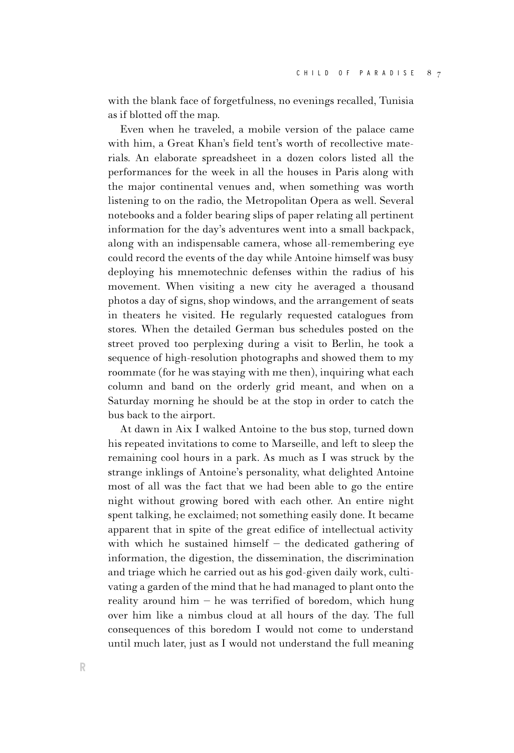with the blank face of forgetfulness, no evenings recalled, Tunisia as if blotted off the map.

Even when he traveled, a mobile version of the palace came with him, a Great Khan's field tent's worth of recollective materials. An elaborate spreadsheet in a dozen colors listed all the performances for the week in all the houses in Paris along with the major continental venues and, when something was worth listening to on the radio, the Metropolitan Opera as well. Several notebooks and a folder bearing slips of paper relating all pertinent information for the day's adventures went into a small backpack, along with an indispensable camera, whose all-remembering eye could record the events of the day while Antoine himself was busy deploying his mnemotechnic defenses within the radius of his movement. When visiting a new city he averaged a thousand photos a day of signs, shop windows, and the arrangement of seats in theaters he visited. He regularly requested catalogues from stores. When the detailed German bus schedules posted on the street proved too perplexing during a visit to Berlin, he took a sequence of high-resolution photographs and showed them to my roommate (for he was staying with me then), inquiring what each column and band on the orderly grid meant, and when on a Saturday morning he should be at the stop in order to catch the bus back to the airport.

At dawn in Aix I walked Antoine to the bus stop, turned down his repeated invitations to come to Marseille, and left to sleep the remaining cool hours in a park. As much as I was struck by the strange inklings of Antoine's personality, what delighted Antoine most of all was the fact that we had been able to go the entire night without growing bored with each other. An entire night spent talking, he exclaimed; not something easily done. It became apparent that in spite of the great edifice of intellectual activity with which he sustained himself – the dedicated gathering of information, the digestion, the dissemination, the discrimination and triage which he carried out as his god-given daily work, cultivating a garden of the mind that he had managed to plant onto the reality around him – he was terrified of boredom, which hung over him like a nimbus cloud at all hours of the day. The full consequences of this boredom I would not come to understand until much later, just as I would not understand the full meaning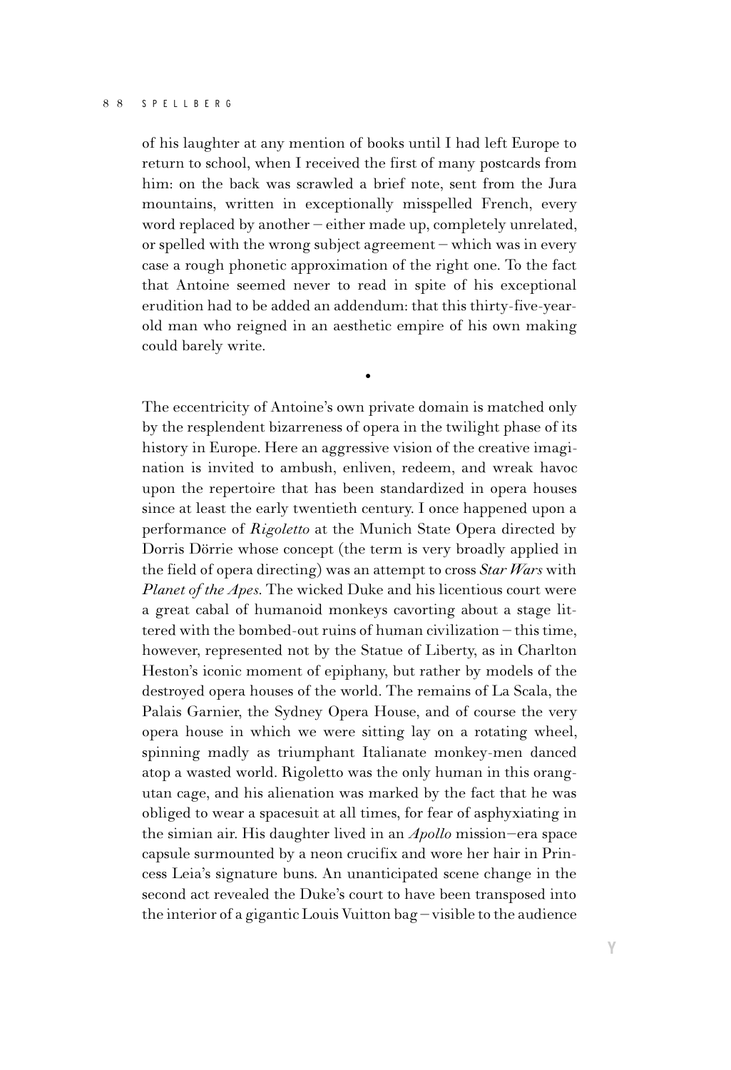of his laughter at any mention of books until I had left Europe to return to school, when I received the first of many postcards from him: on the back was scrawled a brief note, sent from the Jura mountains, written in exceptionally misspelled French, every word replaced by another – either made up, completely unrelated, or spelled with the wrong subject agreement – which was in every case a rough phonetic approximation of the right one. To the fact that Antoine seemed never to read in spite of his exceptional erudition had to be added an addendum: that this thirty-five-year-old man who reigned in an aesthetic empire of his own making could barely write.

•

The eccentricity of Antoine's own private domain is matched only by the resplendent bizarreness of opera in the twilight phase of its history in Europe. Here an aggressive vision of the creative imagination is invited to ambush, enliven, redeem, and wreak havoc upon the repertoire that has been standardized in opera houses since at least the early twentieth century. I once happened upon a performance of *Rigoletto* at the Munich State Opera directed by Dorris Dörrie whose concept (the term is very broadly applied in the field of opera directing) was an attempt to cross *Star Wars* with *Planet of the Apes*. The wicked Duke and his licentious court were a great cabal of humanoid monkeys cavorting about a stage littered with the bombed-out ruins of human civilization – this time, however, represented not by the Statue of Liberty, as in Charlton Heston's iconic moment of epiphany, but rather by models of the destroyed opera houses of the world. The remains of La Scala, the Palais Garnier, the Sydney Opera House, and of course the very opera house in which we were sitting lay on a rotating wheel, spinning madly as triumphant Italianate monkey-men danced atop a wasted world. Rigoletto was the only human in this orangutan cage, and his alienation was marked by the fact that he was obliged to wear a spacesuit at all times, for fear of asphyxiating in the simian air. His daughter lived in an *Apollo* mission–era space capsule surmounted by a neon crucifix and wore her hair in Princess Leia's signature buns. An unanticipated scene change in the second act revealed the Duke's court to have been transposed into the interior of a gigantic Louis Vuitton bag – visible to the audience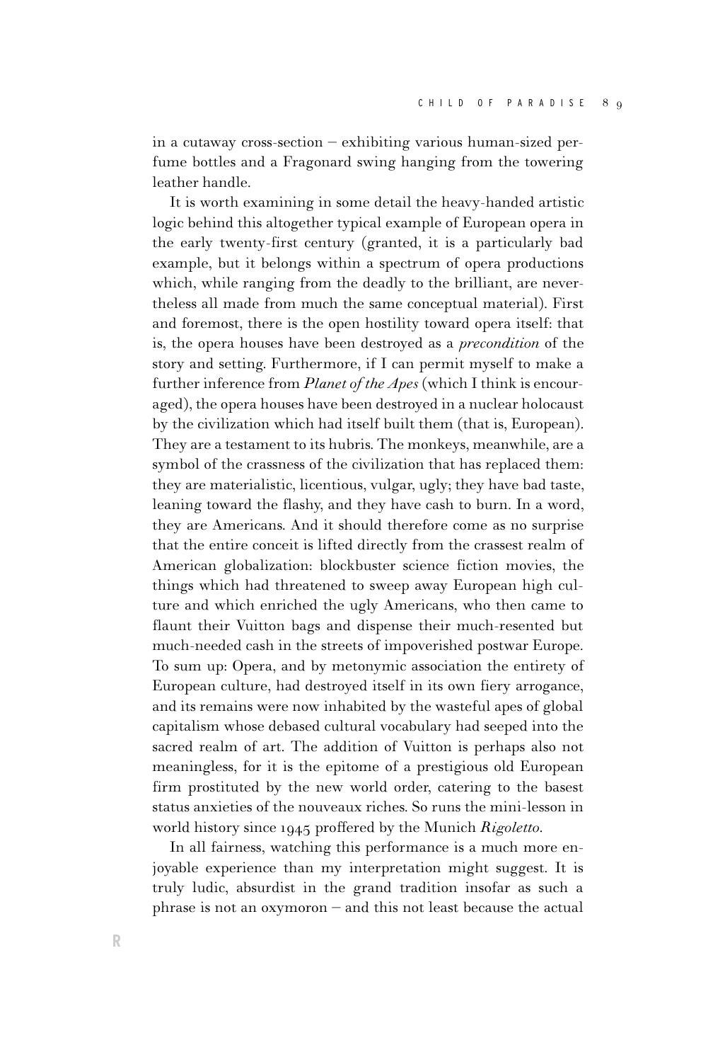in a cutaway cross-section – exhibiting various human-sized perfume bottles and a Fragonard swing hanging from the towering leather handle.

It is worth examining in some detail the heavy-handed artistic logic behind this altogether typical example of European opera in the early twenty-first century (granted, it is a particularly bad example, but it belongs within a spectrum of opera productions which, while ranging from the deadly to the brilliant, are nevertheless all made from much the same conceptual material). First and foremost, there is the open hostility toward opera itself: that is, the opera houses have been destroyed as a *precondition* of the story and setting. Furthermore, if I can permit myself to make a further inference from *Planet of the Apes* (which I think is encouraged), the opera houses have been destroyed in a nuclear holocaust by the civilization which had itself built them (that is, European). They are a testament to its hubris. The monkeys, meanwhile, are a symbol of the crassness of the civilization that has replaced them: they are materialistic, licentious, vulgar, ugly; they have bad taste, leaning toward the flashy, and they have cash to burn. In a word, they are Americans. And it should therefore come as no surprise that the entire conceit is lifted directly from the crassest realm of American globalization: blockbuster science fiction movies, the things which had threatened to sweep away European high culture and which enriched the ugly Americans, who then came to flaunt their Vuitton bags and dispense their much-resented but much-needed cash in the streets of impoverished postwar Europe. To sum up: Opera, and by metonymic association the entirety of European culture, had destroyed itself in its own fiery arrogance, and its remains were now inhabited by the wasteful apes of global capitalism whose debased cultural vocabulary had seeped into the sacred realm of art. The addition of Vuitton is perhaps also not meaningless, for it is the epitome of a prestigious old European firm prostituted by the new world order, catering to the basest status anxieties of the nouveaux riches. So runs the mini-lesson in world history since 1945 proffered by the Munich *Rigoletto*.

In all fairness, watching this performance is a much more enjoyable experience than my interpretation might suggest. It is truly ludic, absurdist in the grand tradition insofar as such a phrase is not an oxymoron – and this not least because the actual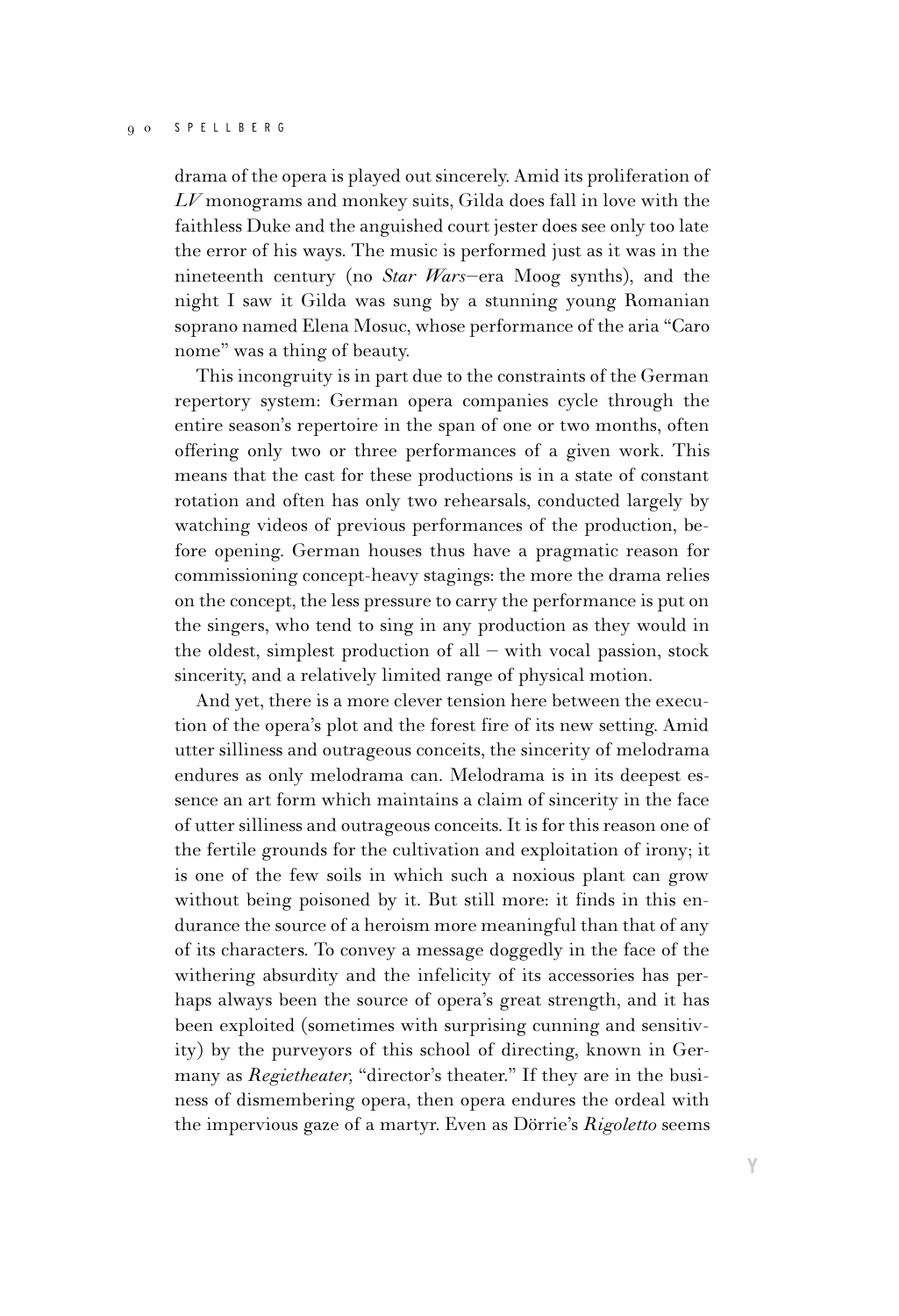drama of the opera is played out sincerely. Amid its proliferation of *LV* monograms and monkey suits, Gilda does fall in love with the faithless Duke and the anguished court jester does see only too late the error of his ways. The music is performed just as it was in the nineteenth century (no *Star Wars*–era Moog synths), and the night I saw it Gilda was sung by a stunning young Romanian soprano named Elena Mosuc, whose performance of the aria "Caro nome" was a thing of beauty.

This incongruity is in part due to the constraints of the German repertory system: German opera companies cycle through the entire season's repertoire in the span of one or two months, often offering only two or three performances of a given work. This means that the cast for these productions is in a state of constant rotation and often has only two rehearsals, conducted largely by watching videos of previous performances of the production, before opening. German houses thus have a pragmatic reason for commissioning concept-heavy stagings: the more the drama relies on the concept, the less pressure to carry the performance is put on the singers, who tend to sing in any production as they would in the oldest, simplest production of all – with vocal passion, stock sincerity, and a relatively limited range of physical motion.

And yet, there is a more clever tension here between the execution of the opera's plot and the forest fire of its new setting. Amid utter silliness and outrageous conceits, the sincerity of melodrama endures as only melodrama can. Melodrama is in its deepest essence an art form which maintains a claim of sincerity in the face of utter silliness and outrageous conceits. It is for this reason one of the fertile grounds for the cultivation and exploitation of irony; it is one of the few soils in which such a noxious plant can grow without being poisoned by it. But still more: it finds in this endurance the source of a heroism more meaningful than that of any of its characters. To convey a message doggedly in the face of the withering absurdity and the infelicity of its accessories has perhaps always been the source of opera's great strength, and it has been exploited (sometimes with surprising cunning and sensitivity) by the purveyors of this school of directing, known in Germany as *Regietheater*, "director's theater." If they are in the business of dismembering opera, then opera endures the ordeal with the impervious gaze of a martyr. Even as Dörrie's *Rigoletto* seems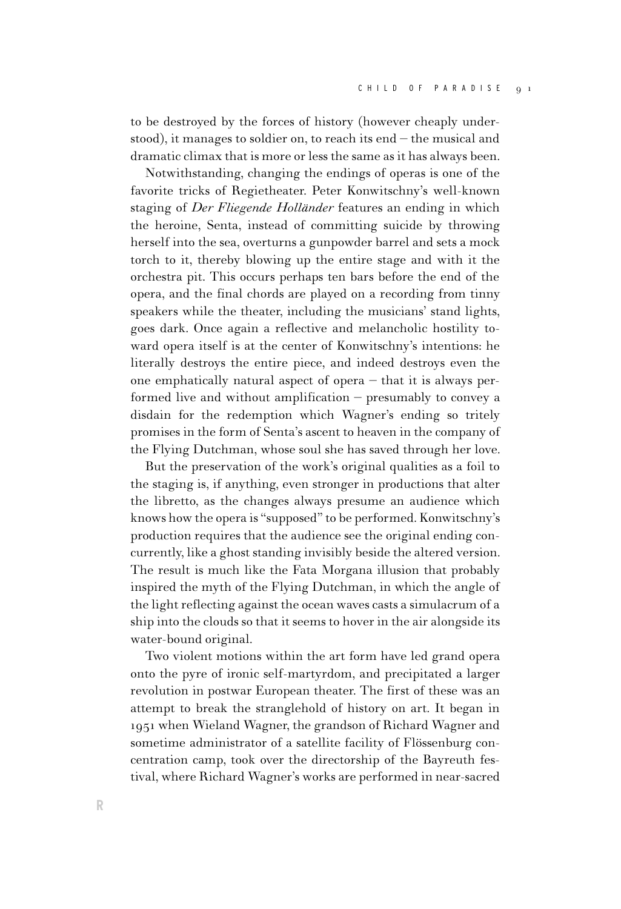to be destroyed by the forces of history (however cheaply understood), it manages to soldier on, to reach its end – the musical and dramatic climax that is more or less the same as it has always been.

Notwithstanding, changing the endings of operas is one of the favorite tricks of Regietheater. Peter Konwitschny's well-known staging of *Der Fliegende Holländer* features an ending in which the heroine, Senta, instead of committing suicide by throwing herself into the sea, overturns a gunpowder barrel and sets a mock torch to it, thereby blowing up the entire stage and with it the orchestra pit. This occurs perhaps ten bars before the end of the opera, and the final chords are played on a recording from tinny speakers while the theater, including the musicians' stand lights, goes dark. Once again a reflective and melancholic hostility toward opera itself is at the center of Konwitschny's intentions: he literally destroys the entire piece, and indeed destroys even the one emphatically natural aspect of opera – that it is always performed live and without amplification – presumably to convey a disdain for the redemption which Wagner's ending so tritely promises in the form of Senta's ascent to heaven in the company of the Flying Dutchman, whose soul she has saved through her love.

But the preservation of the work's original qualities as a foil to the staging is, if anything, even stronger in productions that alter the libretto, as the changes always presume an audience which knows how the opera is "supposed" to be performed. Konwitschny's production requires that the audience see the original ending concurrently, like a ghost standing invisibly beside the altered version. The result is much like the Fata Morgana illusion that probably inspired the myth of the Flying Dutchman, in which the angle of the light reflecting against the ocean waves casts a simulacrum of a ship into the clouds so that it seems to hover in the air alongside its water-bound original.

Two violent motions within the art form have led grand opera onto the pyre of ironic self-martyrdom, and precipitated a larger revolution in postwar European theater. The first of these was an attempt to break the stranglehold of history on art. It began in 1951 when Wieland Wagner, the grandson of Richard Wagner and sometime administrator of a satellite facility of Flössenburg concentration camp, took over the directorship of the Bayreuth festival, where Richard Wagner's works are performed in near-sacred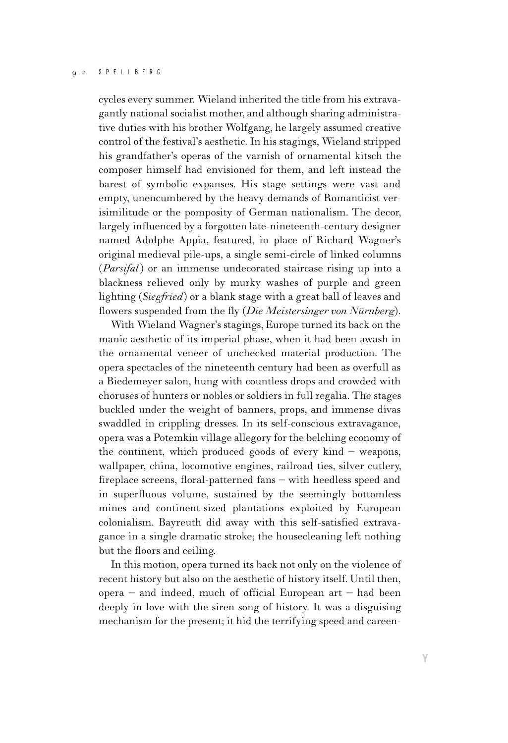cycles every summer. Wieland inherited the title from his extravagantly national socialist mother, and although sharing administrative duties with his brother Wolfgang, he largely assumed creative control of the festival's aesthetic. In his stagings, Wieland stripped his grandfather's operas of the varnish of ornamental kitsch the composer himself had envisioned for them, and left instead the barest of symbolic expanses. His stage settings were vast and empty, unencumbered by the heavy demands of Romanticist verisimilitude or the pomposity of German nationalism. The decor, largely influenced by a forgotten late-nineteenth-century designer named Adolphe Appia, featured, in place of Richard Wagner's original medieval pile-ups, a single semi-circle of linked columns (*Parsifal*) or an immense undecorated staircase rising up into a blackness relieved only by murky washes of purple and green lighting (*Siegfried*) or a blank stage with a great ball of leaves and flowers suspended from the fly (*Die Meistersinger von Nürnberg*).

With Wieland Wagner's stagings, Europe turned its back on the manic aesthetic of its imperial phase, when it had been awash in the ornamental veneer of unchecked material production. The opera spectacles of the nineteenth century had been as overfull as a Biedemeyer salon, hung with countless drops and crowded with choruses of hunters or nobles or soldiers in full regalia. The stages buckled under the weight of banners, props, and immense divas swaddled in crippling dresses. In its self-conscious extravagance, opera was a Potemkin village allegory for the belching economy of the continent, which produced goods of every kind – weapons, wallpaper, china, locomotive engines, railroad ties, silver cutlery, fireplace screens, floral-patterned fans – with heedless speed and in superfluous volume, sustained by the seemingly bottomless mines and continent-sized plantations exploited by European colonialism. Bayreuth did away with this self-satisfied extravagance in a single dramatic stroke; the housecleaning left nothing but the floors and ceiling.

In this motion, opera turned its back not only on the violence of recent history but also on the aesthetic of history itself. Until then, opera – and indeed, much of official European art – had been deeply in love with the siren song of history. It was a disguising mechanism for the present; it hid the terrifying speed and careen-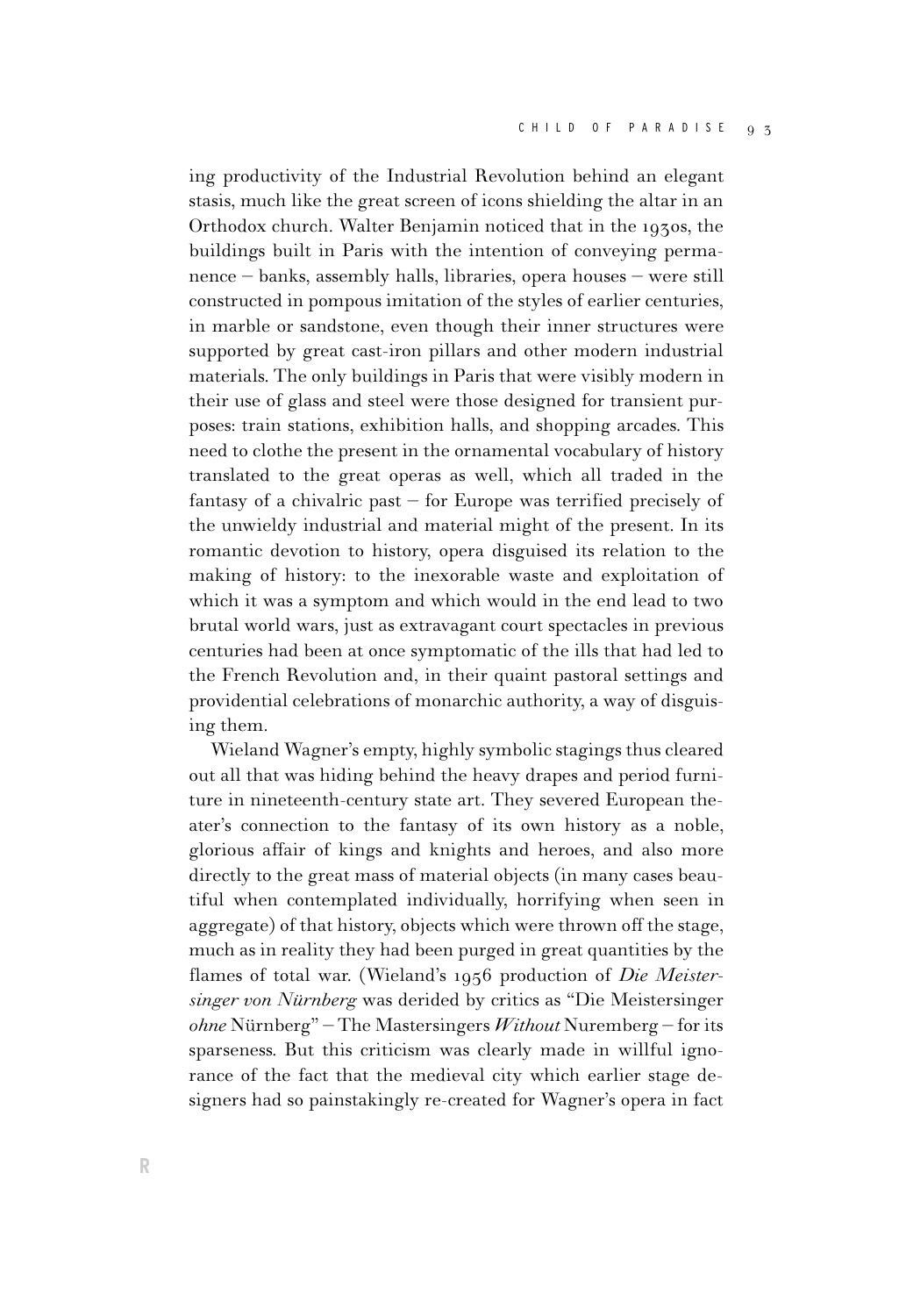ing productivity of the Industrial Revolution behind an elegant stasis, much like the great screen of icons shielding the altar in an Orthodox church. Walter Benjamin noticed that in the 1930s, the buildings built in Paris with the intention of conveying permanence – banks, assembly halls, libraries, opera houses – were still constructed in pompous imitation of the styles of earlier centuries, in marble or sandstone, even though their inner structures were supported by great cast-iron pillars and other modern industrial materials. The only buildings in Paris that were visibly modern in their use of glass and steel were those designed for transient purposes: train stations, exhibition halls, and shopping arcades. This need to clothe the present in the ornamental vocabulary of history translated to the great operas as well, which all traded in the fantasy of a chivalric past – for Europe was terrified precisely of the unwieldy industrial and material might of the present. In its romantic devotion to history, opera disguised its relation to the making of history: to the inexorable waste and exploitation of which it was a symptom and which would in the end lead to two brutal world wars, just as extravagant court spectacles in previous centuries had been at once symptomatic of the ills that had led to the French Revolution and, in their quaint pastoral settings and providential celebrations of monarchic authority, a way of disguising them.

Wieland Wagner's empty, highly symbolic stagings thus cleared out all that was hiding behind the heavy drapes and period furniture in nineteenth-century state art. They severed European theater's connection to the fantasy of its own history as a noble, glorious affair of kings and knights and heroes, and also more directly to the great mass of material objects (in many cases beautiful when contemplated individually, horrifying when seen in aggregate) of that history, objects which were thrown off the stage, much as in reality they had been purged in great quantities by the flames of total war. (Wieland's 1956 production of *Die Meistersinger von Nürnberg* was derided by critics as "Die Meistersinger *ohne* Nürnberg" – The Mastersingers *Without* Nuremberg – for its sparseness. But this criticism was clearly made in willful ignorance of the fact that the medieval city which earlier stage designers had so painstakingly re-created for Wagner's opera in fact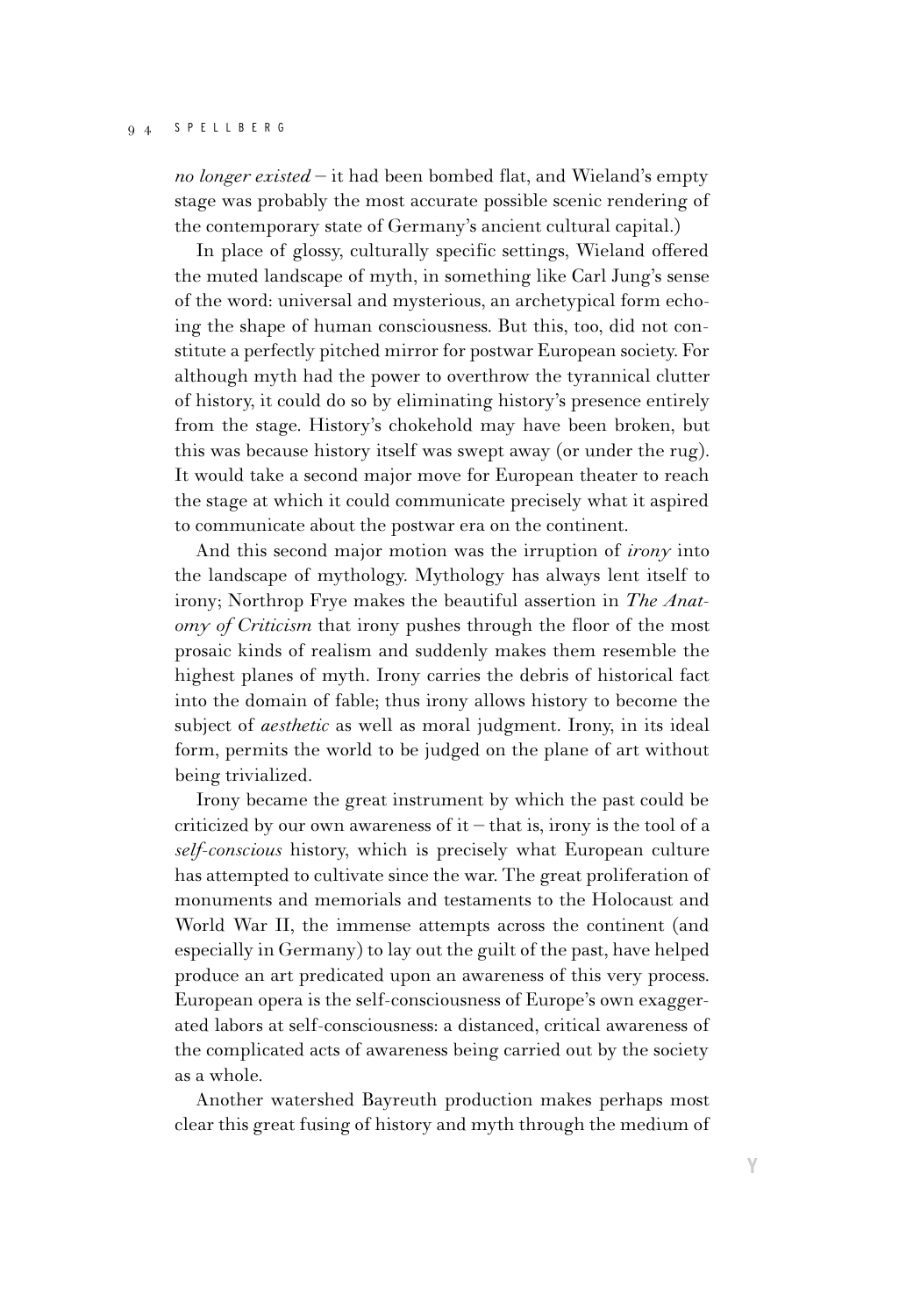*no longer existed* – it had been bombed flat, and Wieland's empty stage was probably the most accurate possible scenic rendering of the contemporary state of Germany's ancient cultural capital.)

In place of glossy, culturally specific settings, Wieland offered the muted landscape of myth, in something like Carl Jung's sense of the word: universal and mysterious, an archetypical form echoing the shape of human consciousness. But this, too, did not constitute a perfectly pitched mirror for postwar European society. For although myth had the power to overthrow the tyrannical clutter of history, it could do so by eliminating history's presence entirely from the stage. History's chokehold may have been broken, but this was because history itself was swept away (or under the rug). It would take a second major move for European theater to reach the stage at which it could communicate precisely what it aspired to communicate about the postwar era on the continent.

And this second major motion was the irruption of *irony* into the landscape of mythology. Mythology has always lent itself to irony; Northrop Frye makes the beautiful assertion in *The Anatomy of Criticism* that irony pushes through the floor of the most prosaic kinds of realism and suddenly makes them resemble the highest planes of myth. Irony carries the debris of historical fact into the domain of fable; thus irony allows history to become the subject of *aesthetic* as well as moral judgment. Irony, in its ideal form, permits the world to be judged on the plane of art without being trivialized.

Irony became the great instrument by which the past could be criticized by our own awareness of it – that is, irony is the tool of a *self-conscious* history, which is precisely what European culture has attempted to cultivate since the war. The great proliferation of monuments and memorials and testaments to the Holocaust and World War II, the immense attempts across the continent (and especially in Germany) to lay out the guilt of the past, have helped produce an art predicated upon an awareness of this very process. European opera is the self-consciousness of Europe's own exaggerated labors at self-consciousness: a distanced, critical awareness of the complicated acts of awareness being carried out by the society as a whole.

Another watershed Bayreuth production makes perhaps most clear this great fusing of history and myth through the medium of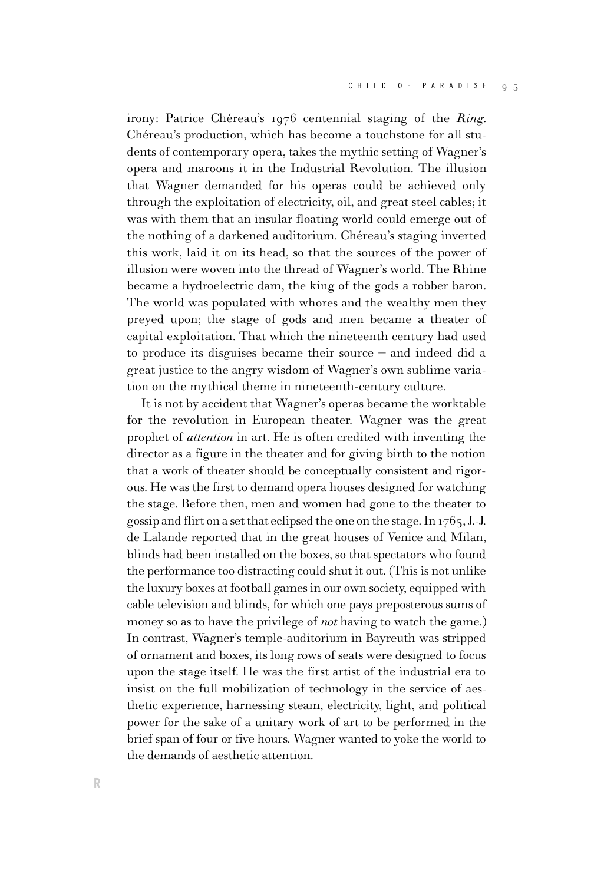irony: Patrice Chéreau's 1976 centennial staging of the *Ring*. Chéreau's production, which has become a touchstone for all students of contemporary opera, takes the mythic setting of Wagner's opera and maroons it in the Industrial Revolution. The illusion that Wagner demanded for his operas could be achieved only through the exploitation of electricity, oil, and great steel cables; it was with them that an insular floating world could emerge out of the nothing of a darkened auditorium. Chéreau's staging inverted this work, laid it on its head, so that the sources of the power of illusion were woven into the thread of Wagner's world. The Rhine became a hydroelectric dam, the king of the gods a robber baron. The world was populated with whores and the wealthy men they preyed upon; the stage of gods and men became a theater of capital exploitation. That which the nineteenth century had used to produce its disguises became their source – and indeed did a great justice to the angry wisdom of Wagner's own sublime variation on the mythical theme in nineteenth-century culture.

It is not by accident that Wagner's operas became the worktable for the revolution in European theater. Wagner was the great prophet of *attention* in art. He is often credited with inventing the director as a figure in the theater and for giving birth to the notion that a work of theater should be conceptually consistent and rigorous. He was the first to demand opera houses designed for watching the stage. Before then, men and women had gone to the theater to gossip and flirt on a set that eclipsed the one on the stage. In 1765, J.-J. de Lalande reported that in the great houses of Venice and Milan, blinds had been installed on the boxes, so that spectators who found the performance too distracting could shut it out. (This is not unlike the luxury boxes at football games in our own society, equipped with cable television and blinds, for which one pays preposterous sums of money so as to have the privilege of *not* having to watch the game.) In contrast, Wagner's temple-auditorium in Bayreuth was stripped of ornament and boxes, its long rows of seats were designed to focus upon the stage itself. He was the first artist of the industrial era to insist on the full mobilization of technology in the service of aesthetic experience, harnessing steam, electricity, light, and political power for the sake of a unitary work of art to be performed in the brief span of four or five hours. Wagner wanted to yoke the world to the demands of aesthetic attention.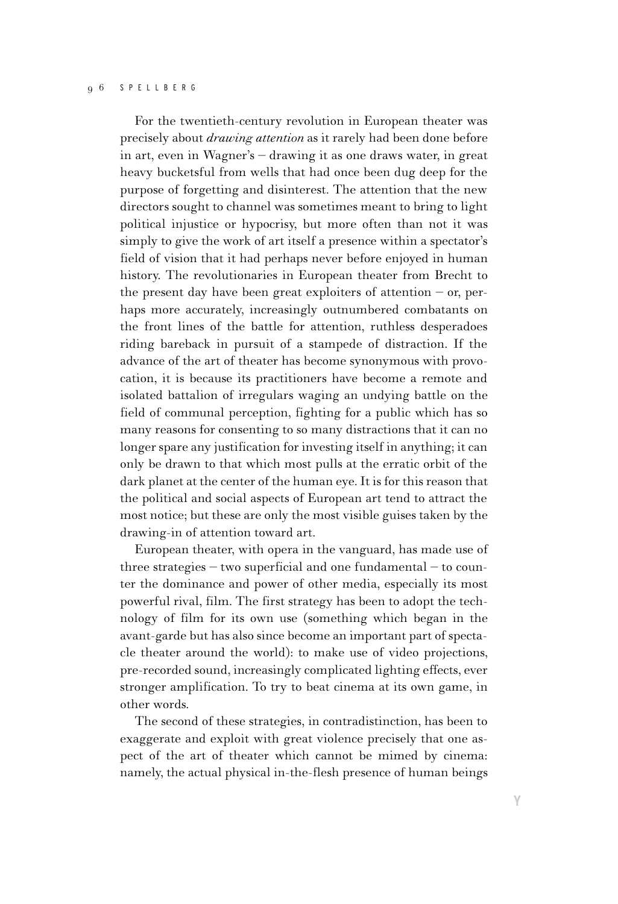For the twentieth-century revolution in European theater was precisely about *drawing attention* as it rarely had been done before in art, even in Wagner's – drawing it as one draws water, in great heavy bucketsful from wells that had once been dug deep for the purpose of forgetting and disinterest. The attention that the new directors sought to channel was sometimes meant to bring to light political injustice or hypocrisy, but more often than not it was simply to give the work of art itself a presence within a spectator's field of vision that it had perhaps never before enjoyed in human history. The revolutionaries in European theater from Brecht to the present day have been great exploiters of attention – or, perhaps more accurately, increasingly outnumbered combatants on the front lines of the battle for attention, ruthless desperadoes riding bareback in pursuit of a stampede of distraction. If the advance of the art of theater has become synonymous with provocation, it is because its practitioners have become a remote and isolated battalion of irregulars waging an undying battle on the field of communal perception, fighting for a public which has so many reasons for consenting to so many distractions that it can no longer spare any justification for investing itself in anything; it can only be drawn to that which most pulls at the erratic orbit of the dark planet at the center of the human eye. It is for this reason that the political and social aspects of European art tend to attract the most notice; but these are only the most visible guises taken by the drawing-in of attention toward art.

European theater, with opera in the vanguard, has made use of three strategies – two superficial and one fundamental – to counter the dominance and power of other media, especially its most powerful rival, film. The first strategy has been to adopt the technology of film for its own use (something which began in the avant-garde but has also since become an important part of spectacle theater around the world): to make use of video projections, pre-recorded sound, increasingly complicated lighting effects, ever stronger amplification. To try to beat cinema at its own game, in other words.

The second of these strategies, in contradistinction, has been to exaggerate and exploit with great violence precisely that one aspect of the art of theater which cannot be mimed by cinema: namely, the actual physical in-the-flesh presence of human beings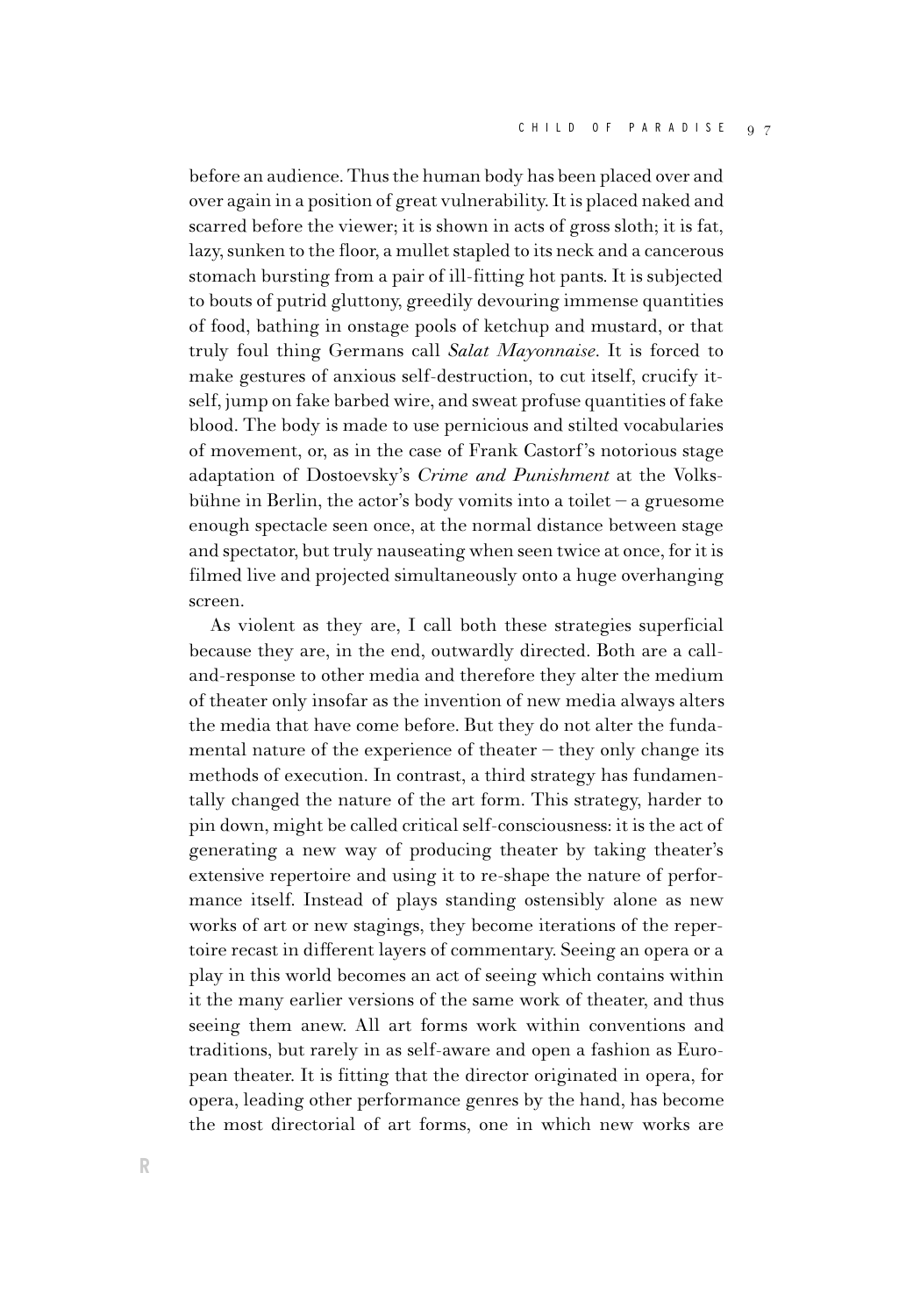before an audience. Thus the human body has been placed over and over again in a position of great vulnerability. It is placed naked and scarred before the viewer; it is shown in acts of gross sloth; it is fat, lazy, sunken to the floor, a mullet stapled to its neck and a cancerous stomach bursting from a pair of ill-fitting hot pants. It is subjected to bouts of putrid gluttony, greedily devouring immense quantities of food, bathing in onstage pools of ketchup and mustard, or that truly foul thing Germans call *Salat Mayonnaise*. It is forced to make gestures of anxious self-destruction, to cut itself, crucify itself, jump on fake barbed wire, and sweat profuse quantities of fake blood. The body is made to use pernicious and stilted vocabularies of movement, or, as in the case of Frank Castorf's notorious stage adaptation of Dostoevsky's *Crime and Punishment* at the Volksbühne in Berlin, the actor's body vomits into a toilet – a gruesome enough spectacle seen once, at the normal distance between stage and spectator, but truly nauseating when seen twice at once, for it is filmed live and projected simultaneously onto a huge overhanging screen.

As violent as they are, I call both these strategies superficial because they are, in the end, outwardly directed. Both are a call-and-response to other media and therefore they alter the medium of theater only insofar as the invention of new media always alters the media that have come before. But they do not alter the fundamental nature of the experience of theater – they only change its methods of execution. In contrast, a third strategy has fundamentally changed the nature of the art form. This strategy, harder to pin down, might be called critical self-consciousness: it is the act of generating a new way of producing theater by taking theater's extensive repertoire and using it to re-shape the nature of performance itself. Instead of plays standing ostensibly alone as new works of art or new stagings, they become iterations of the repertoire recast in different layers of commentary. Seeing an opera or a play in this world becomes an act of seeing which contains within it the many earlier versions of the same work of theater, and thus seeing them anew. All art forms work within conventions and traditions, but rarely in as self-aware and open a fashion as European theater. It is fitting that the director originated in opera, for opera, leading other performance genres by the hand, has become the most directorial of art forms, one in which new works are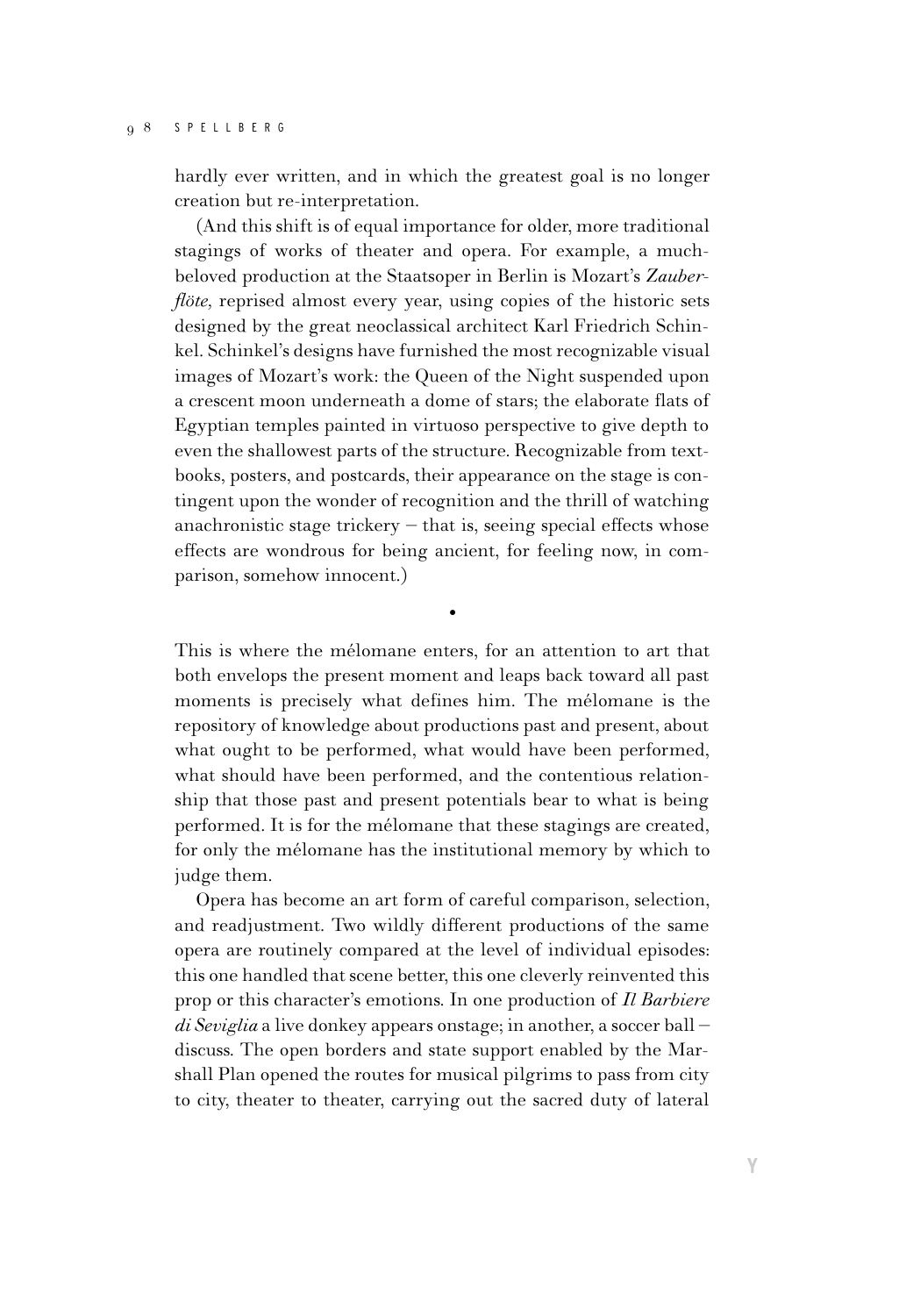hardly ever written, and in which the greatest goal is no longer creation but re-interpretation.

(And this shift is of equal importance for older, more traditional stagings of works of theater and opera. For example, a much-beloved production at the Staatsoper in Berlin is Mozart's *Zauberflöte,* reprised almost every year, using copies of the historic sets designed by the great neoclassical architect Karl Friedrich Schinkel. Schinkel's designs have furnished the most recognizable visual images of Mozart's work: the Queen of the Night suspended upon a crescent moon underneath a dome of stars; the elaborate flats of Egyptian temples painted in virtuoso perspective to give depth to even the shallowest parts of the structure. Recognizable from textbooks, posters, and postcards, their appearance on the stage is contingent upon the wonder of recognition and the thrill of watching anachronistic stage trickery – that is, seeing special effects whose effects are wondrous for being ancient, for feeling now, in comparison, somehow innocent.)

•

This is where the mélomane enters, for an attention to art that both envelops the present moment and leaps back toward all past moments is precisely what defines him. The mélomane is the repository of knowledge about productions past and present, about what ought to be performed, what would have been performed, what should have been performed, and the contentious relationship that those past and present potentials bear to what is being performed. It is for the mélomane that these stagings are created, for only the mélomane has the institutional memory by which to judge them.

Opera has become an art form of careful comparison, selection, and readjustment. Two wildly different productions of the same opera are routinely compared at the level of individual episodes: this one handled that scene better, this one cleverly reinvented this prop or this character's emotions. In one production of *Il Barbiere di Seviglia* a live donkey appears onstage; in another, a soccer ball – discuss. The open borders and state support enabled by the Marshall Plan opened the routes for musical pilgrims to pass from city to city, theater to theater, carrying out the sacred duty of lateral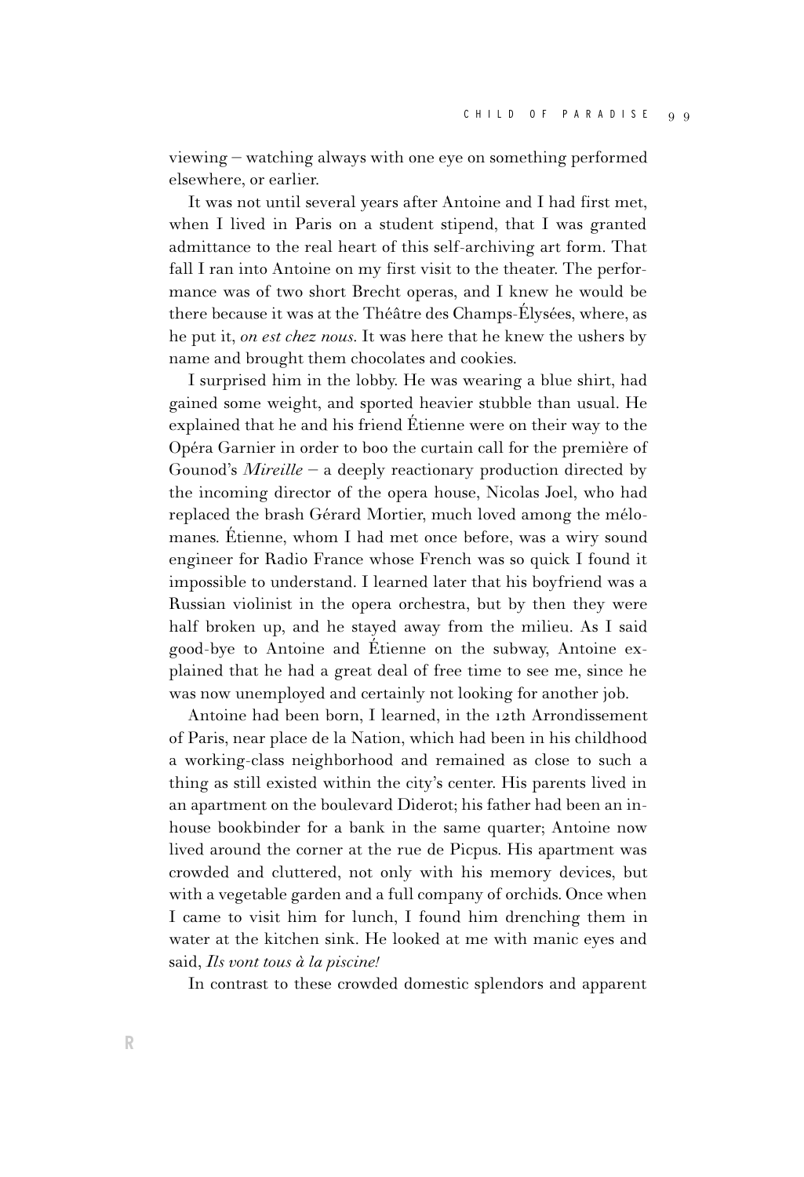viewing – watching always with one eye on something performed elsewhere, or earlier.

It was not until several years after Antoine and I had first met, when I lived in Paris on a student stipend, that I was granted admittance to the real heart of this self-archiving art form. That fall I ran into Antoine on my first visit to the theater. The performance was of two short Brecht operas, and I knew he would be there because it was at the Théâtre des Champs-Élysées, where, as he put it, *on est chez nous*. It was here that he knew the ushers by name and brought them chocolates and cookies.

I surprised him in the lobby. He was wearing a blue shirt, had gained some weight, and sported heavier stubble than usual. He explained that he and his friend Étienne were on their way to the Opéra Garnier in order to boo the curtain call for the première of Gounod's *Mireille* – a deeply reactionary production directed by the incoming director of the opera house, Nicolas Joel, who had replaced the brash Gérard Mortier, much loved among the mélomanes. Étienne, whom I had met once before, was a wiry sound engineer for Radio France whose French was so quick I found it impossible to understand. I learned later that his boyfriend was a Russian violinist in the opera orchestra, but by then they were half broken up, and he stayed away from the milieu. As I said good-bye to Antoine and Étienne on the subway, Antoine explained that he had a great deal of free time to see me, since he was now unemployed and certainly not looking for another job.

Antoine had been born, I learned, in the 12th Arrondissement of Paris, near place de la Nation, which had been in his childhood a working-class neighborhood and remained as close to such a thing as still existed within the city's center. His parents lived in an apartment on the boulevard Diderot; his father had been an in-house bookbinder for a bank in the same quarter; Antoine now lived around the corner at the rue de Picpus. His apartment was crowded and cluttered, not only with his memory devices, but with a vegetable garden and a full company of orchids. Once when I came to visit him for lunch, I found him drenching them in water at the kitchen sink. He looked at me with manic eyes and said, *Ils vont tous à la piscine!*

In contrast to these crowded domestic splendors and apparent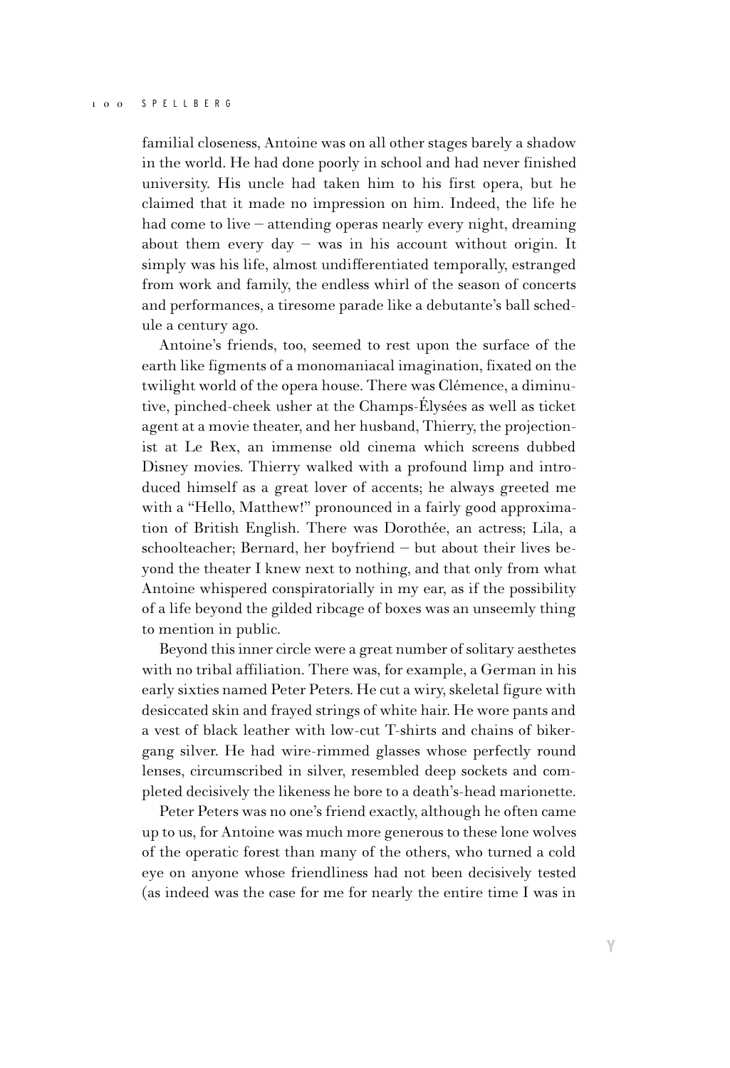familial closeness, Antoine was on all other stages barely a shadow in the world. He had done poorly in school and had never finished university. His uncle had taken him to his first opera, but he claimed that it made no impression on him. Indeed, the life he had come to live – attending operas nearly every night, dreaming about them every day – was in his account without origin. It simply was his life, almost undifferentiated temporally, estranged from work and family, the endless whirl of the season of concerts and performances, a tiresome parade like a debutante's ball schedule a century ago.

Antoine's friends, too, seemed to rest upon the surface of the earth like figments of a monomaniacal imagination, fixated on the twilight world of the opera house. There was Clémence, a diminutive, pinched-cheek usher at the Champs-Élysées as well as ticket agent at a movie theater, and her husband, Thierry, the projectionist at Le Rex, an immense old cinema which screens dubbed Disney movies. Thierry walked with a profound limp and introduced himself as a great lover of accents; he always greeted me with a "Hello, Matthew!" pronounced in a fairly good approximation of British English. There was Dorothée, an actress; Lila, a schoolteacher; Bernard, her boyfriend – but about their lives beyond the theater I knew next to nothing, and that only from what Antoine whispered conspiratorially in my ear, as if the possibility of a life beyond the gilded ribcage of boxes was an unseemly thing to mention in public.

Beyond this inner circle were a great number of solitary aesthetes with no tribal affiliation. There was, for example, a German in his early sixties named Peter Peters. He cut a wiry, skeletal figure with desiccated skin and frayed strings of white hair. He wore pants and a vest of black leather with low-cut T-shirts and chains of biker-gang silver. He had wire-rimmed glasses whose perfectly round lenses, circumscribed in silver, resembled deep sockets and completed decisively the likeness he bore to a death's-head marionette.

Peter Peters was no one's friend exactly, although he often came up to us, for Antoine was much more generous to these lone wolves of the operatic forest than many of the others, who turned a cold eye on anyone whose friendliness had not been decisively tested (as indeed was the case for me for nearly the entire time I was in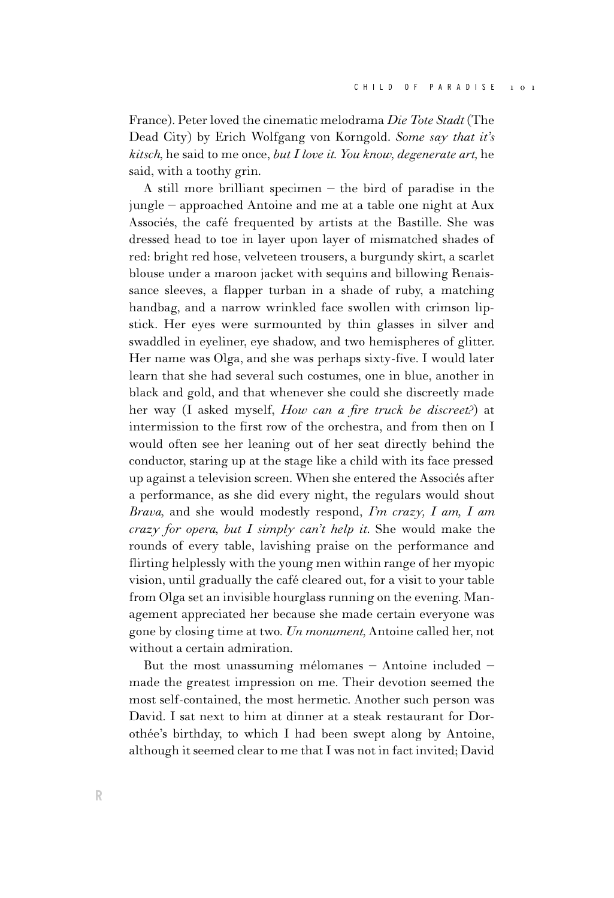France). Peter loved the cinematic melodrama *Die Tote Stadt* (The Dead City) by Erich Wolfgang von Korngold. *Some say that it's kitsch,* he said to me once, *but I love it. You know, degenerate art,* he said, with a toothy grin.

A still more brilliant specimen – the bird of paradise in the jungle – approached Antoine and me at a table one night at Aux Associés, the café frequented by artists at the Bastille. She was dressed head to toe in layer upon layer of mismatched shades of red: bright red hose, velveteen trousers, a burgundy skirt, a scarlet blouse under a maroon jacket with sequins and billowing Renaissance sleeves, a flapper turban in a shade of ruby, a matching handbag, and a narrow wrinkled face swollen with crimson lipstick. Her eyes were surmounted by thin glasses in silver and swaddled in eyeliner, eye shadow, and two hemispheres of glitter. Her name was Olga, and she was perhaps sixty-five. I would later learn that she had several such costumes, one in blue, another in black and gold, and that whenever she could she discreetly made her way (I asked myself, *How can a fire truck be discreet?*) at intermission to the first row of the orchestra, and from then on I would often see her leaning out of her seat directly behind the conductor, staring up at the stage like a child with its face pressed up against a television screen. When she entered the Associés after a performance, as she did every night, the regulars would shout *Brava,* and she would modestly respond, *I'm crazy, I am, I am crazy for opera, but I simply can't help it.* She would make the rounds of every table, lavishing praise on the performance and flirting helplessly with the young men within range of her myopic vision, until gradually the café cleared out, for a visit to your table from Olga set an invisible hourglass running on the evening. Management appreciated her because she made certain everyone was gone by closing time at two. *Un monument,* Antoine called her, not without a certain admiration.

But the most unassuming mélomanes – Antoine included – made the greatest impression on me. Their devotion seemed the most self-contained, the most hermetic. Another such person was David. I sat next to him at dinner at a steak restaurant for Dorothée's birthday, to which I had been swept along by Antoine, although it seemed clear to me that I was not in fact invited; David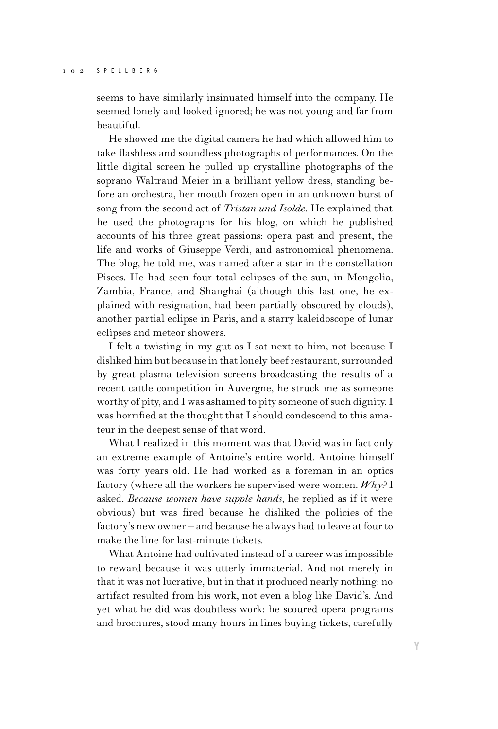seems to have similarly insinuated himself into the company. He seemed lonely and looked ignored; he was not young and far from beautiful.

He showed me the digital camera he had which allowed him to take flashless and soundless photographs of performances. On the little digital screen he pulled up crystalline photographs of the soprano Waltraud Meier in a brilliant yellow dress, standing before an orchestra, her mouth frozen open in an unknown burst of song from the second act of *Tristan und Isolde*. He explained that he used the photographs for his blog, on which he published accounts of his three great passions: opera past and present, the life and works of Giuseppe Verdi, and astronomical phenomena. The blog, he told me, was named after a star in the constellation Pisces. He had seen four total eclipses of the sun, in Mongolia, Zambia, France, and Shanghai (although this last one, he explained with resignation, had been partially obscured by clouds), another partial eclipse in Paris, and a starry kaleidoscope of lunar eclipses and meteor showers.

I felt a twisting in my gut as I sat next to him, not because I disliked him but because in that lonely beef restaurant, surrounded by great plasma television screens broadcasting the results of a recent cattle competition in Auvergne, he struck me as someone worthy of pity, and I was ashamed to pity someone of such dignity. I was horrified at the thought that I should condescend to this amateur in the deepest sense of that word.

What I realized in this moment was that David was in fact only an extreme example of Antoine's entire world. Antoine himself was forty years old. He had worked as a foreman in an optics factory (where all the workers he supervised were women. *Why?* I asked. *Because women have supple hands*, he replied as if it were obvious) but was fired because he disliked the policies of the factory's new owner – and because he always had to leave at four to make the line for last-minute tickets.

What Antoine had cultivated instead of a career was impossible to reward because it was utterly immaterial. And not merely in that it was not lucrative, but in that it produced nearly nothing: no artifact resulted from his work, not even a blog like David's. And yet what he did was doubtless work: he scoured opera programs and brochures, stood many hours in lines buying tickets, carefully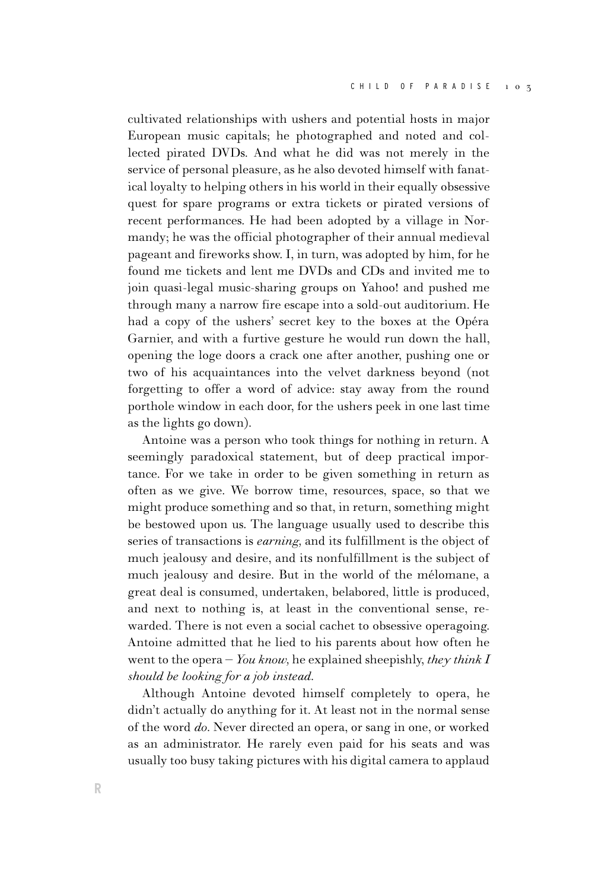cultivated relationships with ushers and potential hosts in major European music capitals; he photographed and noted and collected pirated DVDs. And what he did was not merely in the service of personal pleasure, as he also devoted himself with fanatical loyalty to helping others in his world in their equally obsessive quest for spare programs or extra tickets or pirated versions of recent performances. He had been adopted by a village in Normandy; he was the official photographer of their annual medieval pageant and fireworks show. I, in turn, was adopted by him, for he found me tickets and lent me DVDs and CDs and invited me to join quasi-legal music-sharing groups on Yahoo! and pushed me through many a narrow fire escape into a sold-out auditorium. He had a copy of the ushers' secret key to the boxes at the Opéra Garnier, and with a furtive gesture he would run down the hall, opening the loge doors a crack one after another, pushing one or two of his acquaintances into the velvet darkness beyond (not forgetting to offer a word of advice: stay away from the round porthole window in each door, for the ushers peek in one last time as the lights go down).

Antoine was a person who took things for nothing in return. A seemingly paradoxical statement, but of deep practical importance. For we take in order to be given something in return as often as we give. We borrow time, resources, space, so that we might produce something and so that, in return, something might be bestowed upon us. The language usually used to describe this series of transactions is *earning,* and its fulfillment is the object of much jealousy and desire, and its nonfulfillment is the subject of much jealousy and desire. But in the world of the mélomane, a great deal is consumed, undertaken, belabored, little is produced, and next to nothing is, at least in the conventional sense, rewarded. There is not even a social cachet to obsessive operagoing. Antoine admitted that he lied to his parents about how often he went to the opera – *You know,* he explained sheepishly, *they think I should be looking for a job instead.*

Although Antoine devoted himself completely to opera, he didn't actually do anything for it. At least not in the normal sense of the word *do.* Never directed an opera, or sang in one, or worked as an administrator. He rarely even paid for his seats and was usually too busy taking pictures with his digital camera to applaud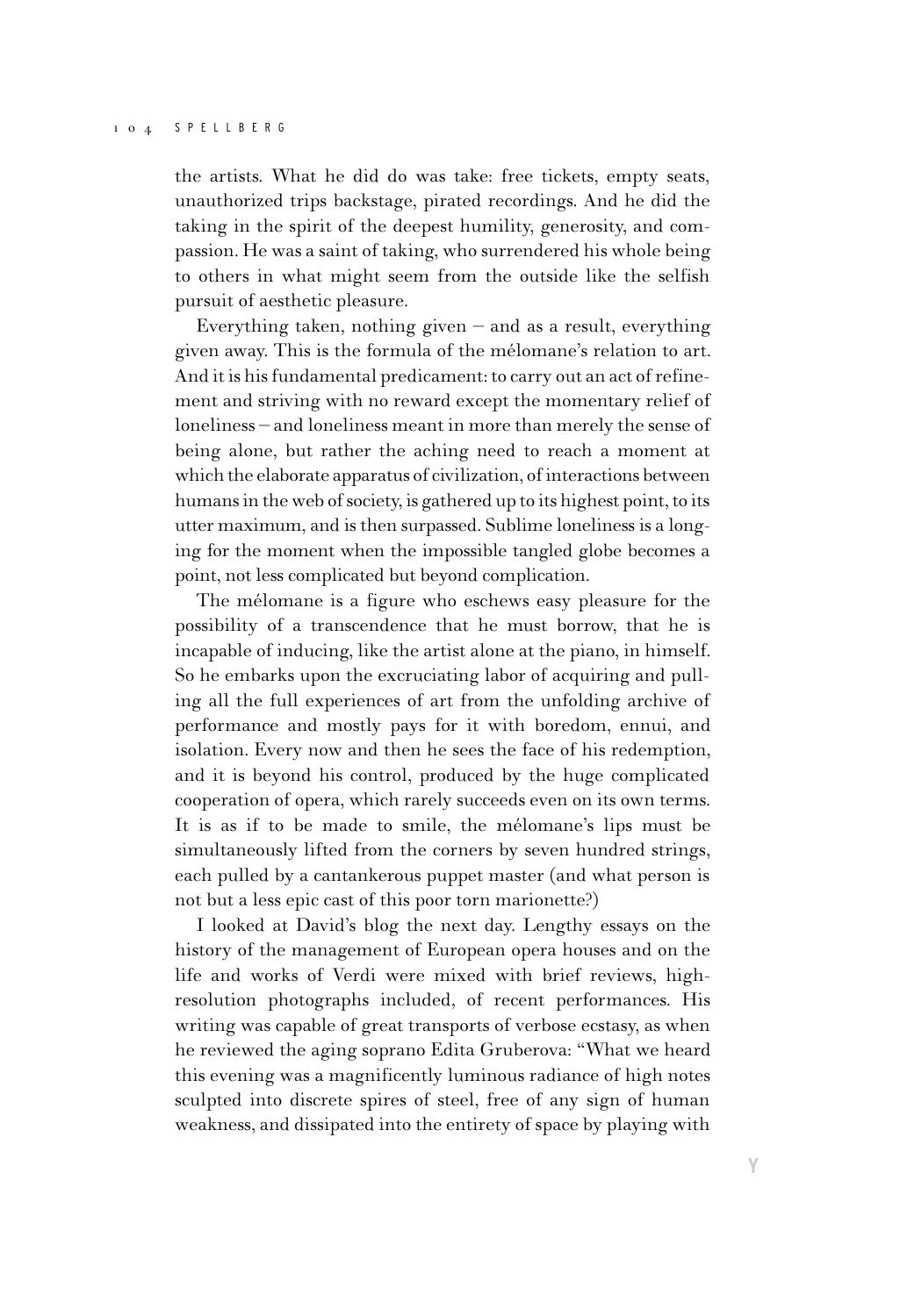the artists. What he did do was take: free tickets, empty seats, unauthorized trips backstage, pirated recordings. And he did the taking in the spirit of the deepest humility, generosity, and compassion. He was a saint of taking, who surrendered his whole being to others in what might seem from the outside like the selfish pursuit of aesthetic pleasure.

Everything taken, nothing given – and as a result, everything given away. This is the formula of the mélomane's relation to art. And it is his fundamental predicament: to carry out an act of refinement and striving with no reward except the momentary relief of loneliness – and loneliness meant in more than merely the sense of being alone, but rather the aching need to reach a moment at which the elaborate apparatus of civilization, of interactions between humans in the web of society, is gathered up to its highest point, to its utter maximum, and is then surpassed. Sublime loneliness is a longing for the moment when the impossible tangled globe becomes a point, not less complicated but beyond complication.

The mélomane is a figure who eschews easy pleasure for the possibility of a transcendence that he must borrow, that he is incapable of inducing, like the artist alone at the piano, in himself. So he embarks upon the excruciating labor of acquiring and pulling all the full experiences of art from the unfolding archive of performance and mostly pays for it with boredom, ennui, and isolation. Every now and then he sees the face of his redemption, and it is beyond his control, produced by the huge complicated cooperation of opera, which rarely succeeds even on its own terms. It is as if to be made to smile, the mélomane's lips must be simultaneously lifted from the corners by seven hundred strings, each pulled by a cantankerous puppet master (and what person is not but a less epic cast of this poor torn marionette?)

I looked at David's blog the next day. Lengthy essays on the history of the management of European opera houses and on the life and works of Verdi were mixed with brief reviews, high-resolution photographs included, of recent performances. His writing was capable of great transports of verbose ecstasy, as when he reviewed the aging soprano Edita Gruberova: "What we heard this evening was a magnificently luminous radiance of high notes sculpted into discrete spires of steel, free of any sign of human weakness, and dissipated into the entirety of space by playing with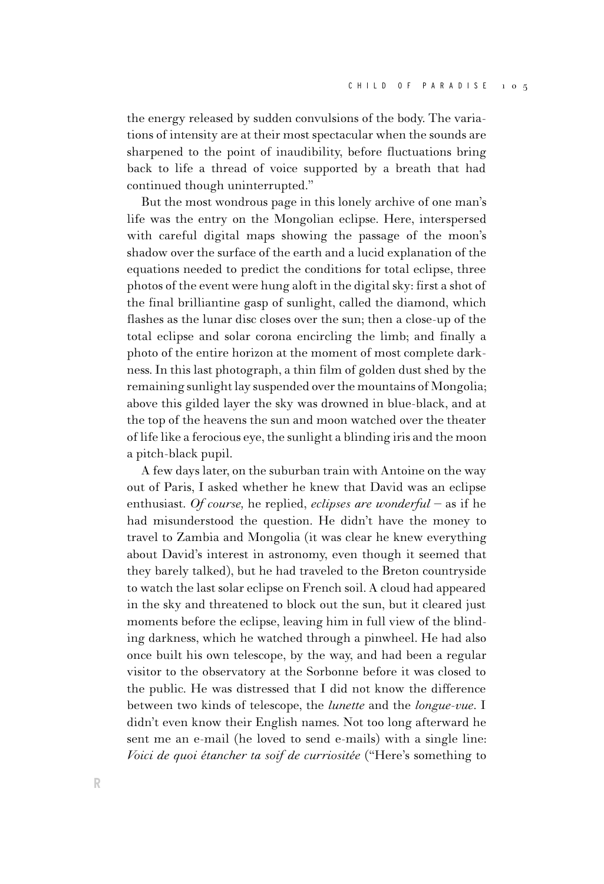the energy released by sudden convulsions of the body. The variations of intensity are at their most spectacular when the sounds are sharpened to the point of inaudibility, before fluctuations bring back to life a thread of voice supported by a breath that had continued though uninterrupted."

But the most wondrous page in this lonely archive of one man's life was the entry on the Mongolian eclipse. Here, interspersed with careful digital maps showing the passage of the moon's shadow over the surface of the earth and a lucid explanation of the equations needed to predict the conditions for total eclipse, three photos of the event were hung aloft in the digital sky: first a shot of the final brilliantine gasp of sunlight, called the diamond, which flashes as the lunar disc closes over the sun; then a close-up of the total eclipse and solar corona encircling the limb; and finally a photo of the entire horizon at the moment of most complete darkness. In this last photograph, a thin film of golden dust shed by the remaining sunlight lay suspended over the mountains of Mongolia; above this gilded layer the sky was drowned in blue-black, and at the top of the heavens the sun and moon watched over the theater of life like a ferocious eye, the sunlight a blinding iris and the moon a pitch-black pupil.

A few days later, on the suburban train with Antoine on the way out of Paris, I asked whether he knew that David was an eclipse enthusiast. *Of course,* he replied, *eclipses are wonderful* – as if he had misunderstood the question. He didn't have the money to travel to Zambia and Mongolia (it was clear he knew everything about David's interest in astronomy, even though it seemed that they barely talked), but he had traveled to the Breton countryside to watch the last solar eclipse on French soil. A cloud had appeared in the sky and threatened to block out the sun, but it cleared just moments before the eclipse, leaving him in full view of the blinding darkness, which he watched through a pinwheel. He had also once built his own telescope, by the way, and had been a regular visitor to the observatory at the Sorbonne before it was closed to the public. He was distressed that I did not know the difference between two kinds of telescope, the *lunette* and the *longue-vue*. I didn't even know their English names. Not too long afterward he sent me an e-mail (he loved to send e-mails) with a single line: *Voici de quoi étancher ta soif de curriositée* ("Here's something to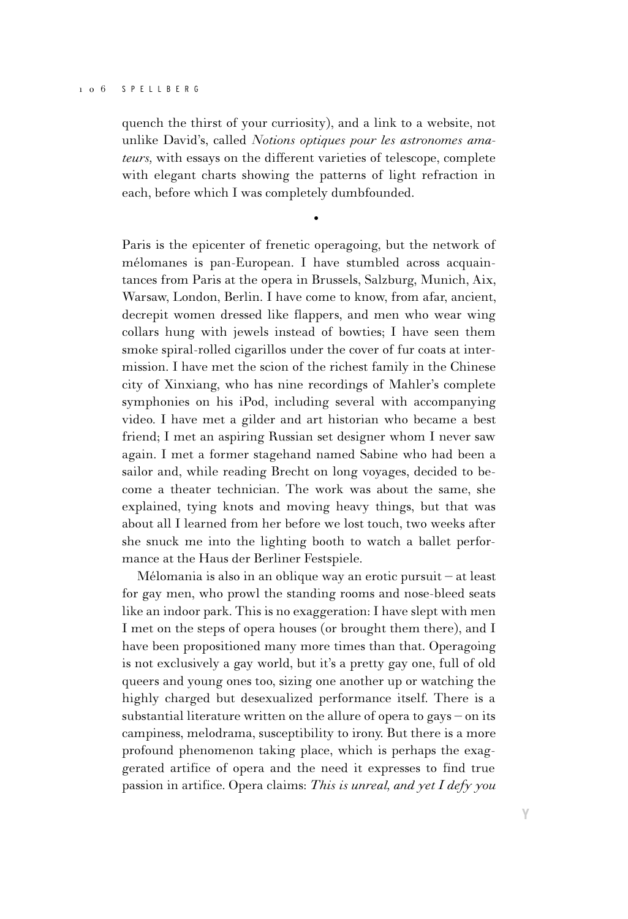quench the thirst of your curriosity), and a link to a website, not unlike David's, called *Notions optiques pour les astronomes amateurs,* with essays on the different varieties of telescope, complete with elegant charts showing the patterns of light refraction in each, before which I was completely dumbfounded.

•

Paris is the epicenter of frenetic operagoing, but the network of mélomanes is pan-European. I have stumbled across acquaintances from Paris at the opera in Brussels, Salzburg, Munich, Aix, Warsaw, London, Berlin. I have come to know, from afar, ancient, decrepit women dressed like flappers, and men who wear wing collars hung with jewels instead of bowties; I have seen them smoke spiral-rolled cigarillos under the cover of fur coats at intermission. I have met the scion of the richest family in the Chinese city of Xinxiang, who has nine recordings of Mahler's complete symphonies on his iPod, including several with accompanying video. I have met a gilder and art historian who became a best friend; I met an aspiring Russian set designer whom I never saw again. I met a former stagehand named Sabine who had been a sailor and, while reading Brecht on long voyages, decided to become a theater technician. The work was about the same, she explained, tying knots and moving heavy things, but that was about all I learned from her before we lost touch, two weeks after she snuck me into the lighting booth to watch a ballet performance at the Haus der Berliner Festspiele.

Mélomania is also in an oblique way an erotic pursuit – at least for gay men, who prowl the standing rooms and nose-bleed seats like an indoor park. This is no exaggeration: I have slept with men I met on the steps of opera houses (or brought them there), and I have been propositioned many more times than that. Operagoing is not exclusively a gay world, but it's a pretty gay one, full of old queers and young ones too, sizing one another up or watching the highly charged but desexualized performance itself. There is a substantial literature written on the allure of opera to gays – on its campiness, melodrama, susceptibility to irony. But there is a more profound phenomenon taking place, which is perhaps the exaggerated artifice of opera and the need it expresses to find true passion in artifice. Opera claims: *This is unreal, and yet I defy you*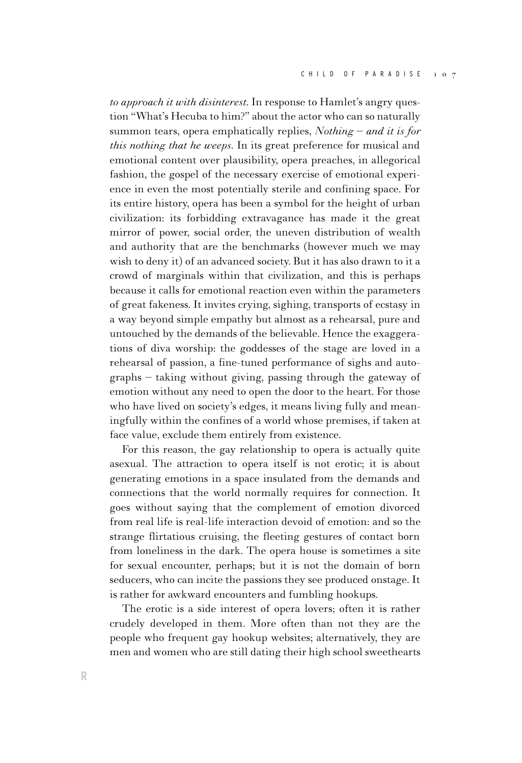*to approach it with disinterest.* In response to Hamlet's angry question "What's Hecuba to him?" about the actor who can so naturally summon tears, opera emphatically replies, *Nothing – and it is for this nothing that he weeps.* In its great preference for musical and emotional content over plausibility, opera preaches, in allegorical fashion, the gospel of the necessary exercise of emotional experience in even the most potentially sterile and confining space. For its entire history, opera has been a symbol for the height of urban civilization: its forbidding extravagance has made it the great mirror of power, social order, the uneven distribution of wealth and authority that are the benchmarks (however much we may wish to deny it) of an advanced society. But it has also drawn to it a crowd of marginals within that civilization, and this is perhaps because it calls for emotional reaction even within the parameters of great fakeness. It invites crying, sighing, transports of ecstasy in a way beyond simple empathy but almost as a rehearsal, pure and untouched by the demands of the believable. Hence the exaggerations of diva worship: the goddesses of the stage are loved in a rehearsal of passion, a fine-tuned performance of sighs and autographs – taking without giving, passing through the gateway of emotion without any need to open the door to the heart. For those who have lived on society's edges, it means living fully and meaningfully within the confines of a world whose premises, if taken at face value, exclude them entirely from existence.

For this reason, the gay relationship to opera is actually quite asexual. The attraction to opera itself is not erotic; it is about generating emotions in a space insulated from the demands and connections that the world normally requires for connection. It goes without saying that the complement of emotion divorced from real life is real-life interaction devoid of emotion: and so the strange flirtatious cruising, the fleeting gestures of contact born from loneliness in the dark. The opera house is sometimes a site for sexual encounter, perhaps; but it is not the domain of born seducers, who can incite the passions they see produced onstage. It is rather for awkward encounters and fumbling hookups.

The erotic is a side interest of opera lovers; often it is rather crudely developed in them. More often than not they are the people who frequent gay hookup websites; alternatively, they are men and women who are still dating their high school sweethearts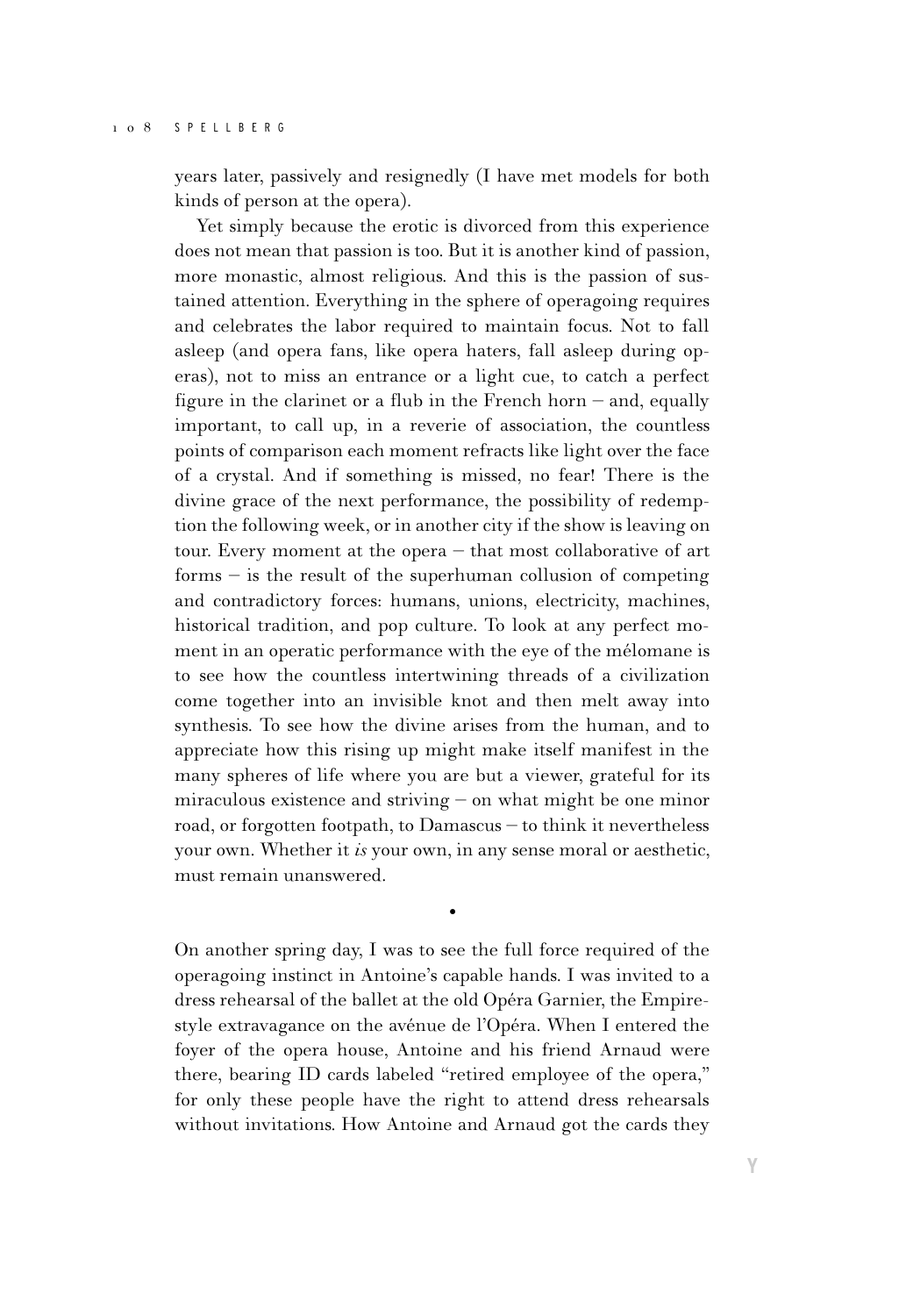years later, passively and resignedly (I have met models for both kinds of person at the opera).

Yet simply because the erotic is divorced from this experience does not mean that passion is too. But it is another kind of passion, more monastic, almost religious. And this is the passion of sustained attention. Everything in the sphere of operagoing requires and celebrates the labor required to maintain focus. Not to fall asleep (and opera fans, like opera haters, fall asleep during operas), not to miss an entrance or a light cue, to catch a perfect figure in the clarinet or a flub in the French horn – and, equally important, to call up, in a reverie of association, the countless points of comparison each moment refracts like light over the face of a crystal. And if something is missed, no fear! There is the divine grace of the next performance, the possibility of redemption the following week, or in another city if the show is leaving on tour. Every moment at the opera – that most collaborative of art forms – is the result of the superhuman collusion of competing and contradictory forces: humans, unions, electricity, machines, historical tradition, and pop culture. To look at any perfect moment in an operatic performance with the eye of the mélomane is to see how the countless intertwining threads of a civilization come together into an invisible knot and then melt away into synthesis. To see how the divine arises from the human, and to appreciate how this rising up might make itself manifest in the many spheres of life where you are but a viewer, grateful for its miraculous existence and striving – on what might be one minor road, or forgotten footpath, to Damascus – to think it nevertheless your own. Whether it *is* your own, in any sense moral or aesthetic, must remain unanswered.

•

On another spring day, I was to see the full force required of the operagoing instinct in Antoine's capable hands. I was invited to a dress rehearsal of the ballet at the old Opéra Garnier, the Empire-style extravagance on the avénue de l'Opéra. When I entered the foyer of the opera house, Antoine and his friend Arnaud were there, bearing ID cards labeled "retired employee of the opera," for only these people have the right to attend dress rehearsals without invitations. How Antoine and Arnaud got the cards they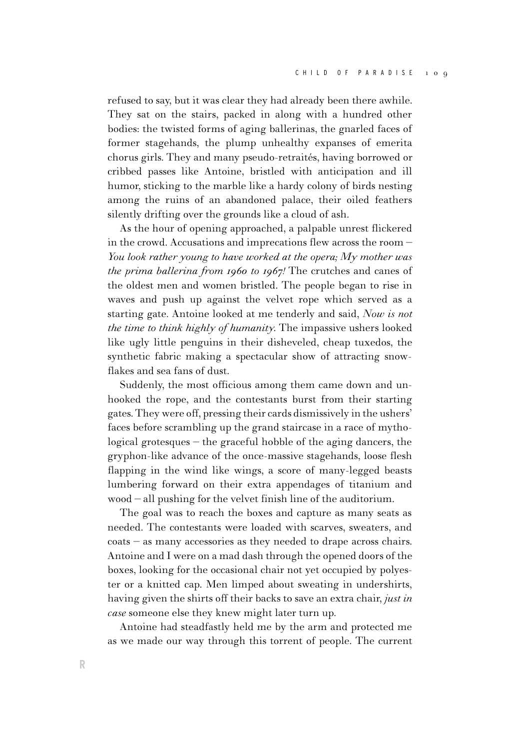refused to say, but it was clear they had already been there awhile. They sat on the stairs, packed in along with a hundred other bodies: the twisted forms of aging ballerinas, the gnarled faces of former stagehands, the plump unhealthy expanses of emerita chorus girls. They and many pseudo-retraités, having borrowed or cribbed passes like Antoine, bristled with anticipation and ill humor, sticking to the marble like a hardy colony of birds nesting among the ruins of an abandoned palace, their oiled feathers silently drifting over the grounds like a cloud of ash.

As the hour of opening approached, a palpable unrest flickered in the crowd. Accusations and imprecations flew across the room – *You look rather young to have worked at the opera; My mother was the prima ballerina from 1960 to 1967!* The crutches and canes of the oldest men and women bristled. The people began to rise in waves and push up against the velvet rope which served as a starting gate. Antoine looked at me tenderly and said, *Now is not the time to think highly of humanity.* The impassive ushers looked like ugly little penguins in their disheveled, cheap tuxedos, the synthetic fabric making a spectacular show of attracting snowflakes and sea fans of dust.

Suddenly, the most officious among them came down and unhooked the rope, and the contestants burst from their starting gates. They were off, pressing their cards dismissively in the ushers' faces before scrambling up the grand staircase in a race of mythological grotesques – the graceful hobble of the aging dancers, the gryphon-like advance of the once-massive stagehands, loose flesh flapping in the wind like wings, a score of many-legged beasts lumbering forward on their extra appendages of titanium and wood – all pushing for the velvet finish line of the auditorium.

The goal was to reach the boxes and capture as many seats as needed. The contestants were loaded with scarves, sweaters, and coats – as many accessories as they needed to drape across chairs. Antoine and I were on a mad dash through the opened doors of the boxes, looking for the occasional chair not yet occupied by polyester or a knitted cap. Men limped about sweating in undershirts, having given the shirts off their backs to save an extra chair, *just in case* someone else they knew might later turn up.

Antoine had steadfastly held me by the arm and protected me as we made our way through this torrent of people. The current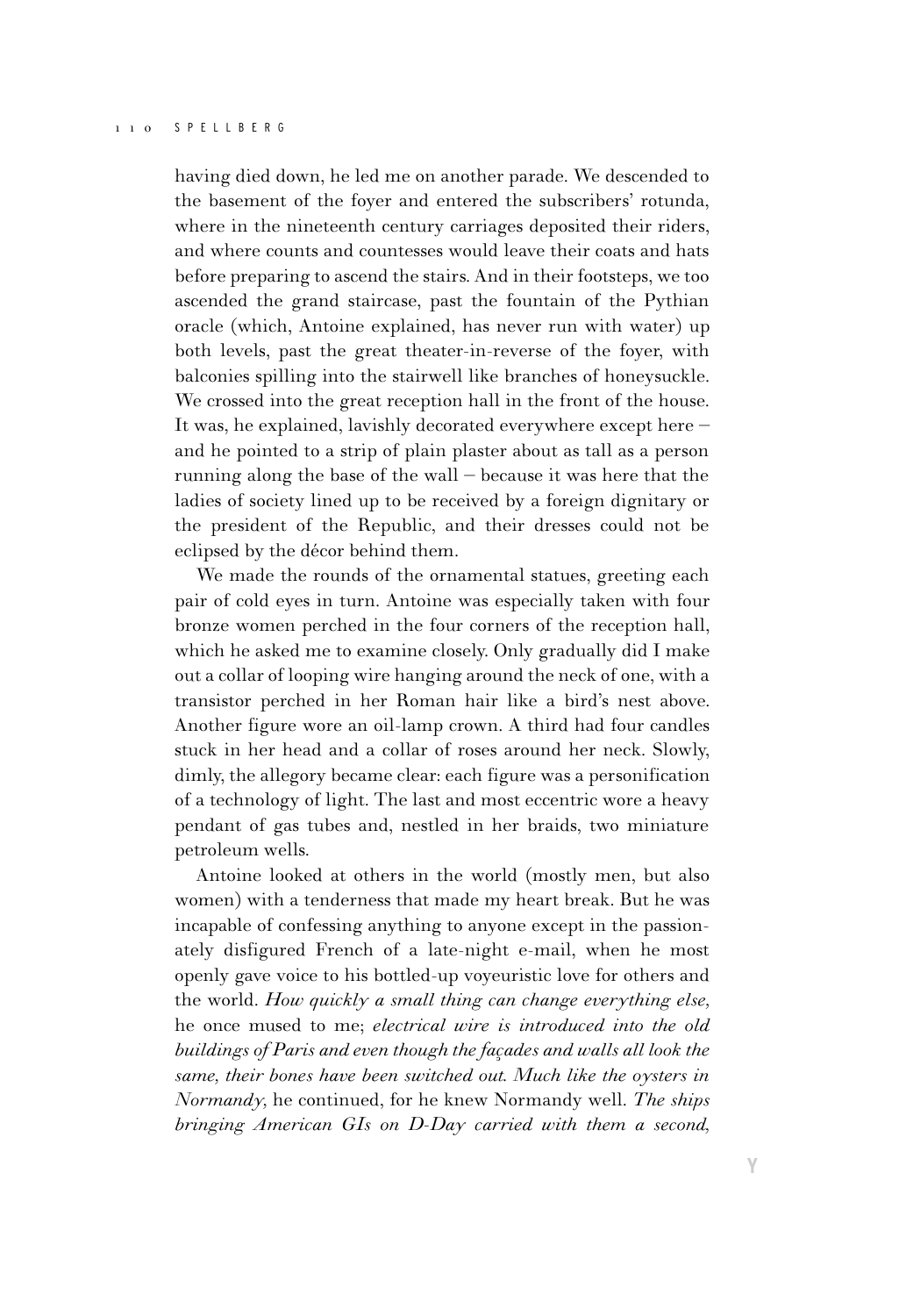having died down, he led me on another parade. We descended to the basement of the foyer and entered the subscribers' rotunda, where in the nineteenth century carriages deposited their riders, and where counts and countesses would leave their coats and hats before preparing to ascend the stairs. And in their footsteps, we too ascended the grand staircase, past the fountain of the Pythian oracle (which, Antoine explained, has never run with water) up both levels, past the great theater-in-reverse of the foyer, with balconies spilling into the stairwell like branches of honeysuckle. We crossed into the great reception hall in the front of the house. It was, he explained, lavishly decorated everywhere except here – and he pointed to a strip of plain plaster about as tall as a person running along the base of the wall – because it was here that the ladies of society lined up to be received by a foreign dignitary or the president of the Republic, and their dresses could not be eclipsed by the décor behind them.

We made the rounds of the ornamental statues, greeting each pair of cold eyes in turn. Antoine was especially taken with four bronze women perched in the four corners of the reception hall, which he asked me to examine closely. Only gradually did I make out a collar of looping wire hanging around the neck of one, with a transistor perched in her Roman hair like a bird's nest above. Another figure wore an oil-lamp crown. A third had four candles stuck in her head and a collar of roses around her neck. Slowly, dimly, the allegory became clear: each figure was a personification of a technology of light. The last and most eccentric wore a heavy pendant of gas tubes and, nestled in her braids, two miniature petroleum wells.

Antoine looked at others in the world (mostly men, but also women) with a tenderness that made my heart break. But he was incapable of confessing anything to anyone except in the passionately disfigured French of a late-night e-mail, when he most openly gave voice to his bottled-up voyeuristic love for others and the world. *How quickly a small thing can change everything else,* he once mused to me; *electrical wire is introduced into the old buildings of Paris and even though the façades and walls all look the same, their bones have been switched out. Much like the oysters in Normandy,* he continued, for he knew Normandy well. *The ships bringing American GIs on D-Day carried with them a second,*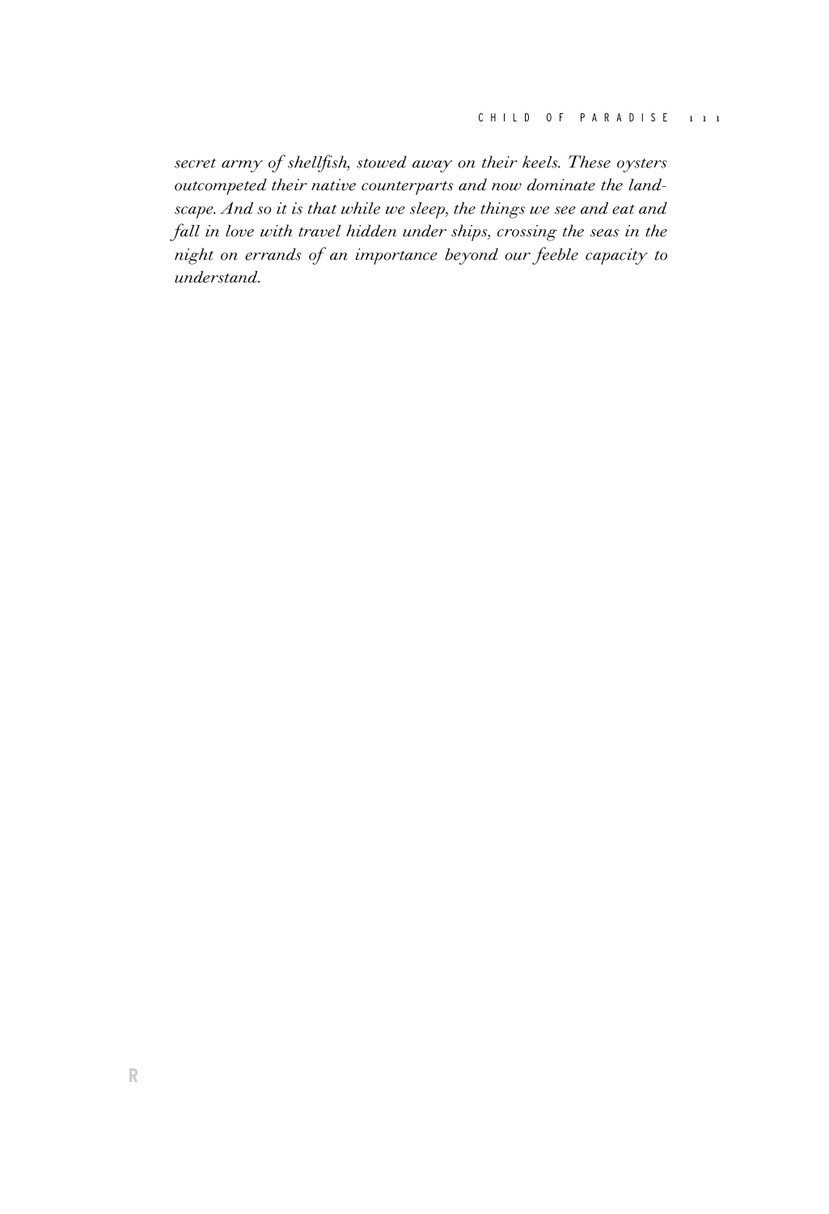*secret army of shellfish, stowed away on their keels. These oysters outcompeted their native counterparts and now dominate the landscape. And so it is that while we sleep, the things we see and eat and fall in love with travel hidden under ships, crossing the seas in the night on errands of an importance beyond our feeble capacity to understand.*